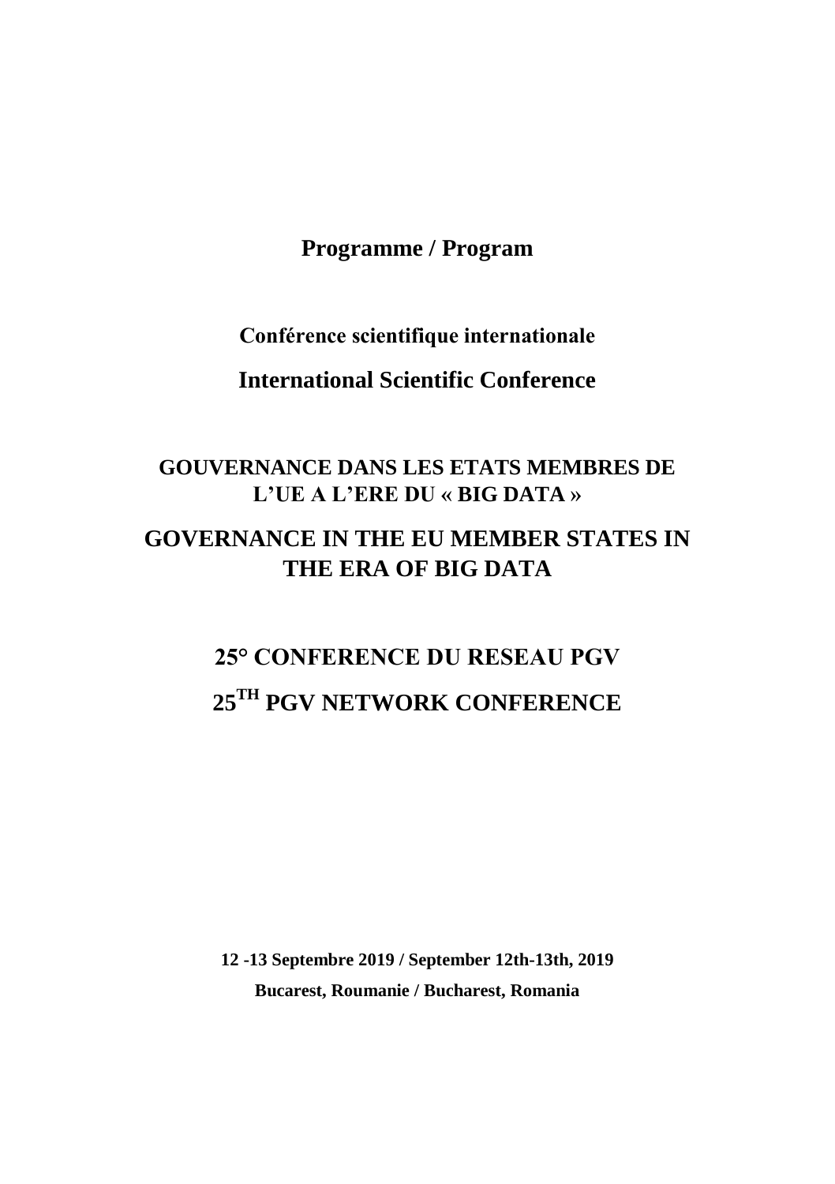# Programme / Program

## Conférence scientifique internationale

## International Scientific Conference

## GOUVERNANCE DANS LES ETATS MEMBRES DE L'UE A L'ERE DU « BIG DATA »

## GOVERNANCE IN THE EU MEMBER STATES IN THE ERA OF BIG DATA

## 25° CONFERENCE DU RESEAU PGV

## 25[TH] PGV NETWORK CONFERENCE

**12 -13 Septembre 2019 / September 12th-13th, 2019**

**Bucarest, Roumanie / Bucharest, Romania**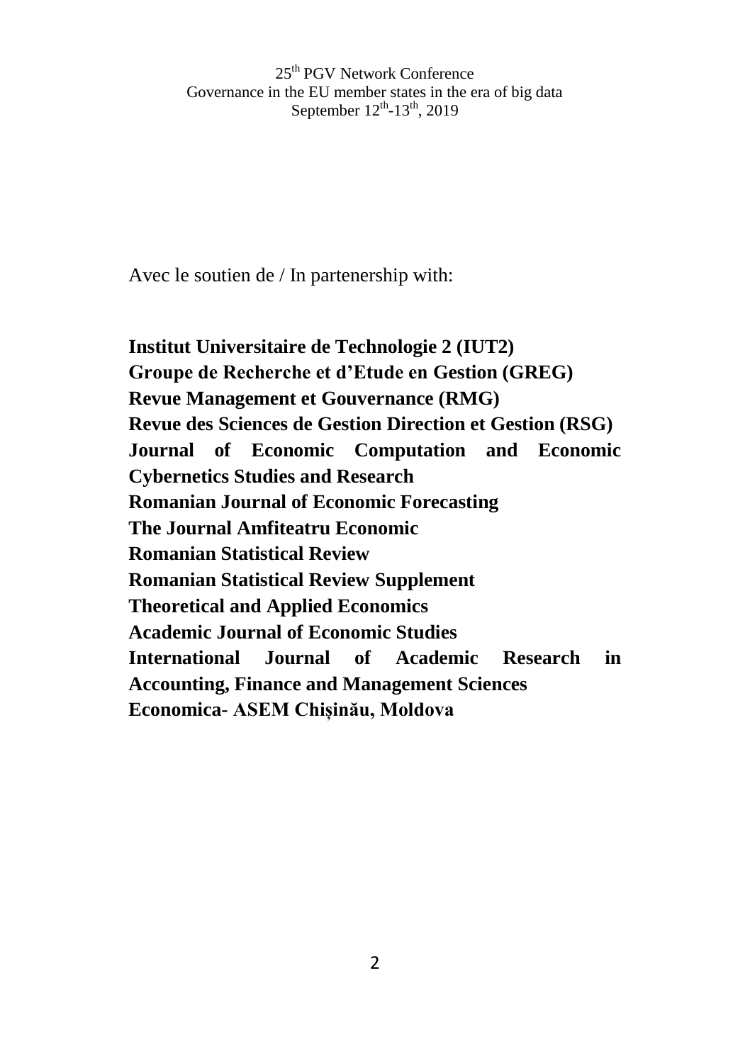Avec le soutien de / In partenership with:

**Institut Universitaire de Technologie 2 (IUT2)**
**Groupe de Recherche et d'Etude en Gestion (GREG)**
**Revue Management et Gouvernance (RMG)**
**Revue des Sciences de Gestion Direction et Gestion (RSG)**
**Journal of Economic Computation and Economic Cybernetics Studies and Research**
**Romanian Journal of Economic Forecasting**
**The Journal Amfiteatru Economic**
**Romanian Statistical Review**
**Romanian Statistical Review Supplement**
**Theoretical and Applied Economics**
**Academic Journal of Economic Studies**
**International Journal of Academic Research in Accounting, Finance and Management Sciences**
**Economica- ASEM Chișinău, Moldova**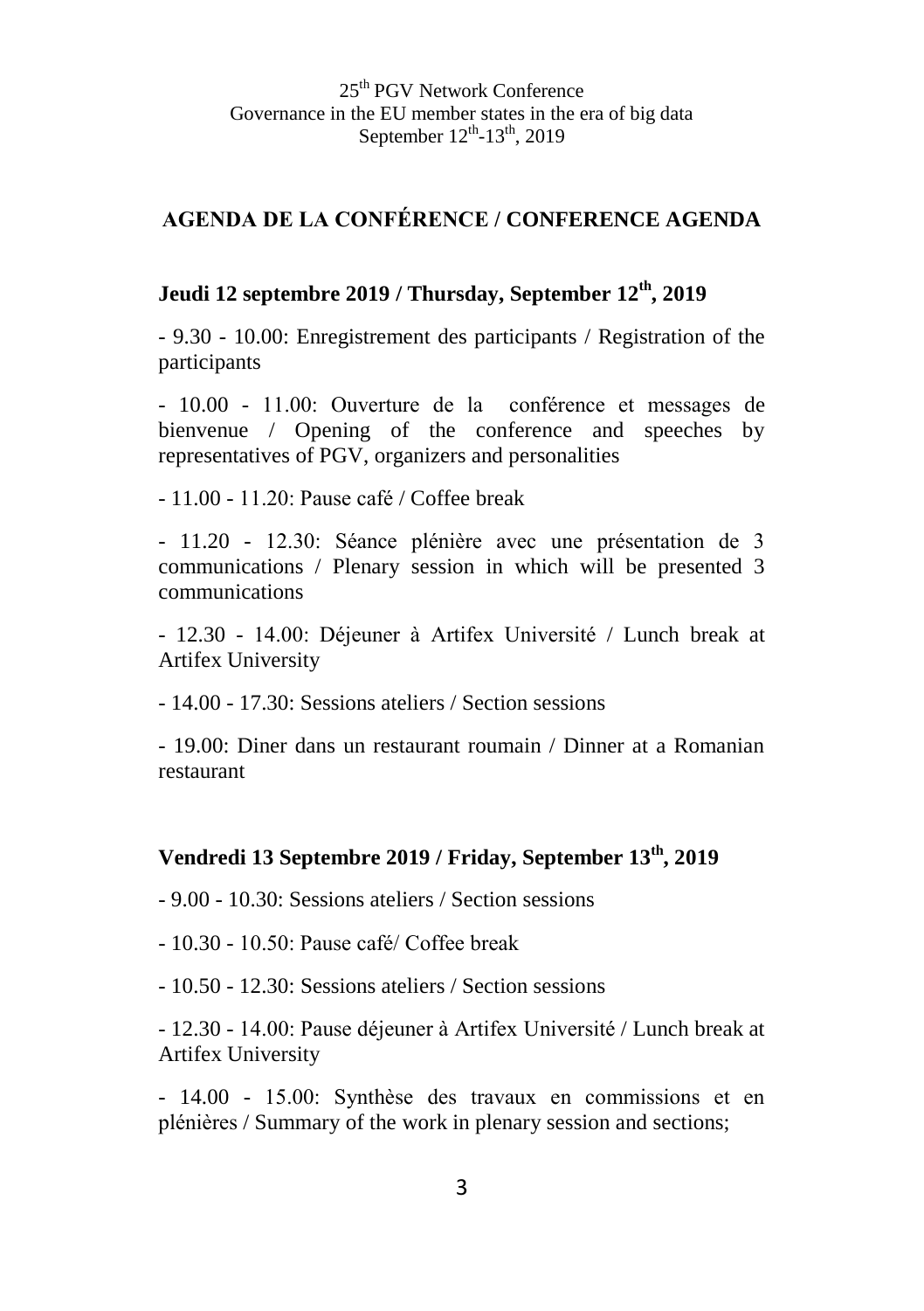25th PGV Network Conference
Governance in the EU member states in the era of big data
September 12th-13th, 2019

## AGENDA DE LA CONFÉRENCE / CONFERENCE AGENDA

### Jeudi 12 septembre 2019 / Thursday, September 12th, 2019

- 9.30 - 10.00: Enregistrement des participants / Registration of the participants

- 10.00 - 11.00: Ouverture de la conférence et messages de bienvenue / Opening of the conference and speeches by representatives of PGV, organizers and personalities

- 11.00 - 11.20: Pause café / Coffee break

- 11.20 - 12.30: Séance plénière avec une présentation de 3 communications / Plenary session in which will be presented 3 communications

- 12.30 - 14.00: Déjeuner à Artifex Université / Lunch break at Artifex University

- 14.00 - 17.30: Sessions ateliers / Section sessions

- 19.00: Diner dans un restaurant roumain / Dinner at a Romanian restaurant

### Vendredi 13 Septembre 2019 / Friday, September 13th, 2019

- 9.00 - 10.30: Sessions ateliers / Section sessions

- 10.30 - 10.50: Pause café/ Coffee break

- 10.50 - 12.30: Sessions ateliers / Section sessions

- 12.30 - 14.00: Pause déjeuner à Artifex Université / Lunch break at Artifex University

- 14.00 - 15.00: Synthèse des travaux en commissions et en plénières / Summary of the work in plenary session and sections;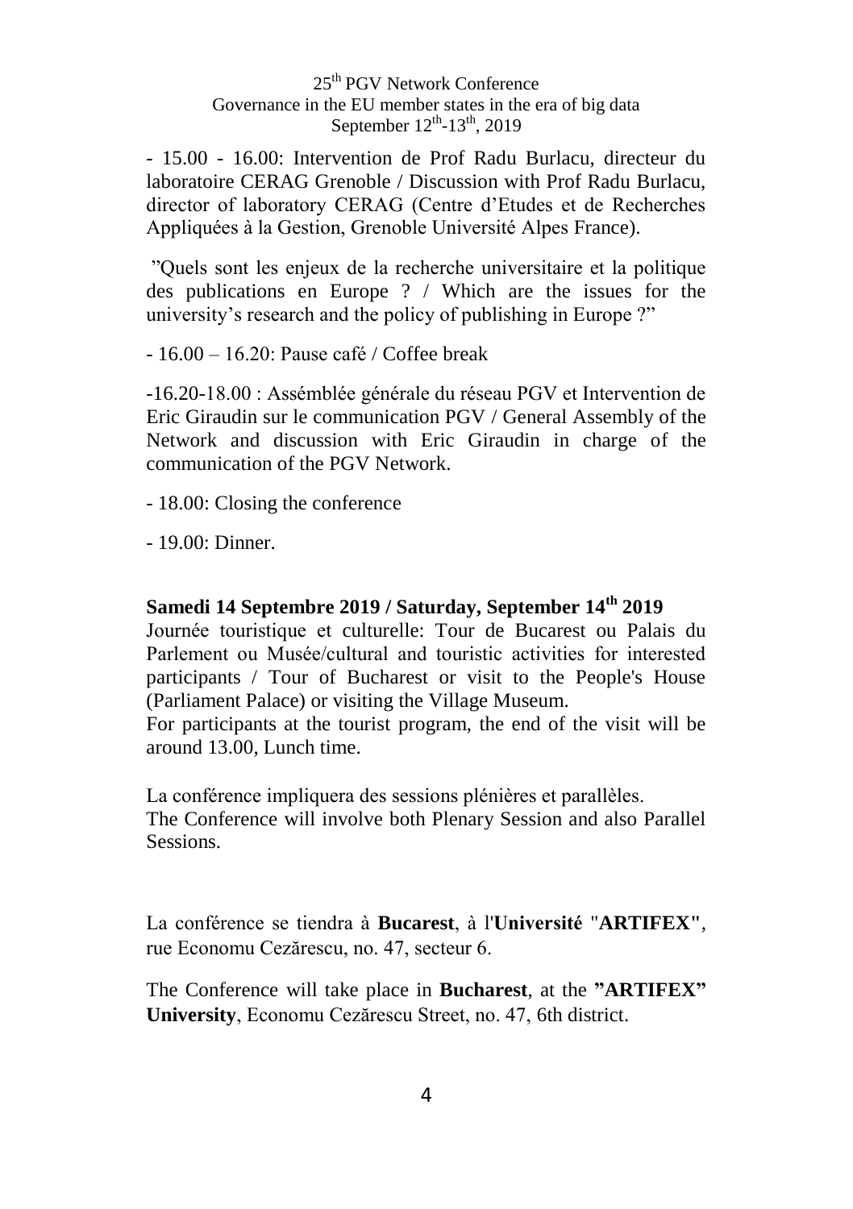- 15.00 - 16.00: Intervention de Prof Radu Burlacu, directeur du laboratoire CERAG Grenoble / Discussion with Prof Radu Burlacu, director of laboratory CERAG (Centre d'Etudes et de Recherches Appliquées à la Gestion, Grenoble Université Alpes France).

"Quels sont les enjeux de la recherche universitaire et la politique des publications en Europe ? / Which are the issues for the university's research and the policy of publishing in Europe ?"

- 16.00 – 16.20: Pause café / Coffee break

-16.20-18.00 : Assémblée générale du réseau PGV et Intervention de Eric Giraudin sur le communication PGV / General Assembly of the Network and discussion with Eric Giraudin in charge of the communication of the PGV Network.

- 18.00: Closing the conference

- 19.00: Dinner.

**Samedi 14 Septembre 2019 / Saturday, September 14th 2019**

Journée touristique et culturelle: Tour de Bucarest ou Palais du Parlement ou Musée/cultural and touristic activities for interested participants / Tour of Bucharest or visit to the People's House (Parliament Palace) or visiting the Village Museum.
For participants at the tourist program, the end of the visit will be around 13.00, Lunch time.

La conférence impliquera des sessions plénières et parallèles.
The Conference will involve both Plenary Session and also Parallel Sessions.

La conférence se tiendra à **Bucarest**, à l'**Université** "**ARTIFEX"**, rue Economu Cezărescu, no. 47, secteur 6.

The Conference will take place in **Bucharest**, at the **"ARTIFEX" University**, Economu Cezărescu Street, no. 47, 6th district.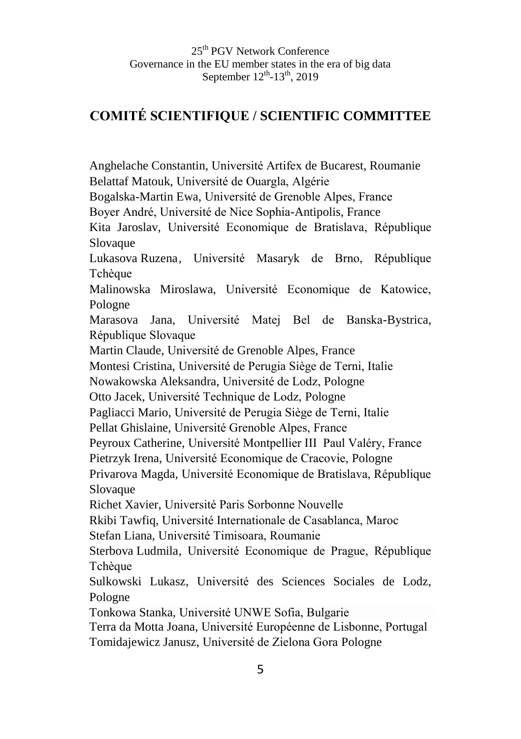## COMITÉ SCIENTIFIQUE / SCIENTIFIC COMMITTEE

Anghelache Constantin, Université Artifex de Bucarest, Roumanie
Belattaf Matouk, Université de Ouargla, Algérie
Bogalska-Martin Ewa, Université de Grenoble Alpes, France
Boyer André, Université de Nice Sophia-Antipolis, France
Kita Jaroslav, Université Economique de Bratislava, République Slovaque
Lukasova Ruzena, Université Masaryk de Brno, République Tchèque
Malinowska Miroslawa, Université Economique de Katowice, Pologne
Marasova Jana, Université Matej Bel de Banska-Bystrica, République Slovaque
Martin Claude, Université de Grenoble Alpes, France
Montesi Cristina, Université de Perugia Siège de Terni, Italie
Nowakowska Aleksandra, Université de Lodz, Pologne
Otto Jacek, Université Technique de Lodz, Pologne
Pagliacci Mario, Université de Perugia Siège de Terni, Italie
Pellat Ghislaine, Université Grenoble Alpes, France
Peyroux Catherine, Université Montpellier III Paul Valéry, France
Pietrzyk Irena, Université Economique de Cracovie, Pologne
Privarova Magda, Université Economique de Bratislava, République Slovaque
Richet Xavier, Université Paris Sorbonne Nouvelle
Rkibi Tawfiq, Université Internationale de Casablanca, Maroc
Stefan Liana, Université Timisoara, Roumanie
Sterbova Ludmila, Université Economique de Prague, République Tchèque
Sulkowski Lukasz, Université des Sciences Sociales de Lodz, Pologne
Tonkowa Stanka, Université UNWE Sofia, Bulgarie
Terra da Motta Joana, Université Européenne de Lisbonne, Portugal
Tomidajewicz Janusz, Université de Zielona Gora Pologne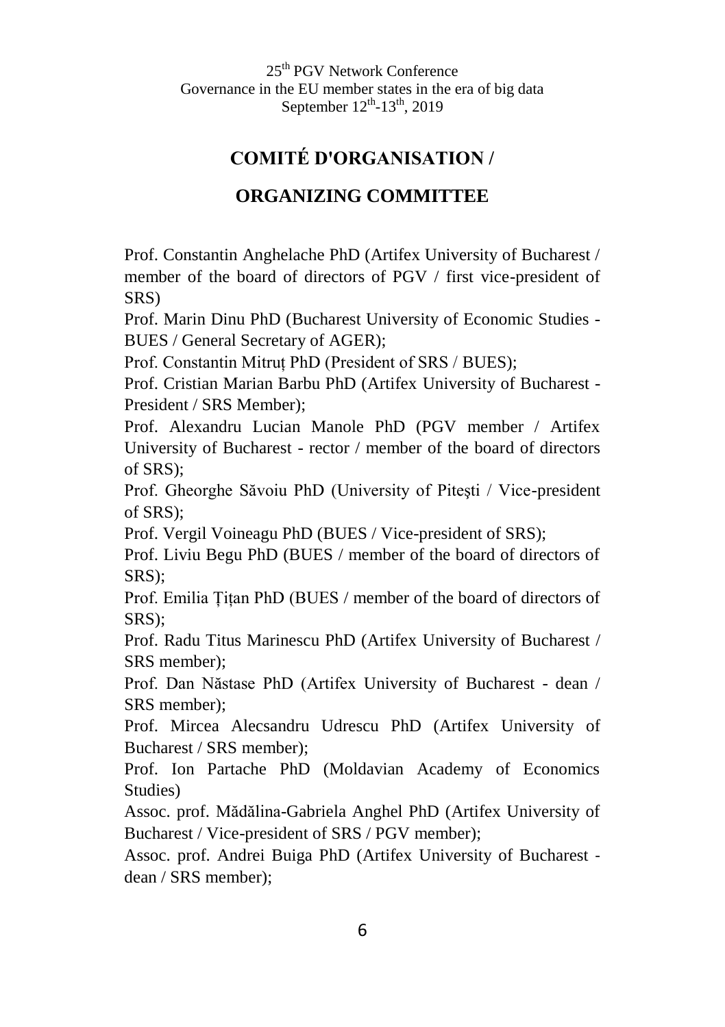# COMITÉ D'ORGANISATION /

# ORGANIZING COMMITTEE

Prof. Constantin Anghelache PhD (Artifex University of Bucharest / member of the board of directors of PGV / first vice-president of SRS)

Prof. Marin Dinu PhD (Bucharest University of Economic Studies - BUES / General Secretary of AGER);

Prof. Constantin Mitruț PhD (President of SRS / BUES);

Prof. Cristian Marian Barbu PhD (Artifex University of Bucharest - President / SRS Member);

Prof. Alexandru Lucian Manole PhD (PGV member / Artifex University of Bucharest - rector / member of the board of directors of SRS);

Prof. Gheorghe Săvoiu PhD (University of Piteşti / Vice-president of SRS);

Prof. Vergil Voineagu PhD (BUES / Vice-president of SRS);

Prof. Liviu Begu PhD (BUES / member of the board of directors of SRS);

Prof. Emilia Țițan PhD (BUES / member of the board of directors of SRS);

Prof. Radu Titus Marinescu PhD (Artifex University of Bucharest / SRS member);

Prof. Dan Năstase PhD (Artifex University of Bucharest - dean / SRS member);

Prof. Mircea Alecsandru Udrescu PhD (Artifex University of Bucharest / SRS member);

Prof. Ion Partache PhD (Moldavian Academy of Economics Studies)

Assoc. prof. Mădălina-Gabriela Anghel PhD (Artifex University of Bucharest / Vice-president of SRS / PGV member);

Assoc. prof. Andrei Buiga PhD (Artifex University of Bucharest - dean / SRS member);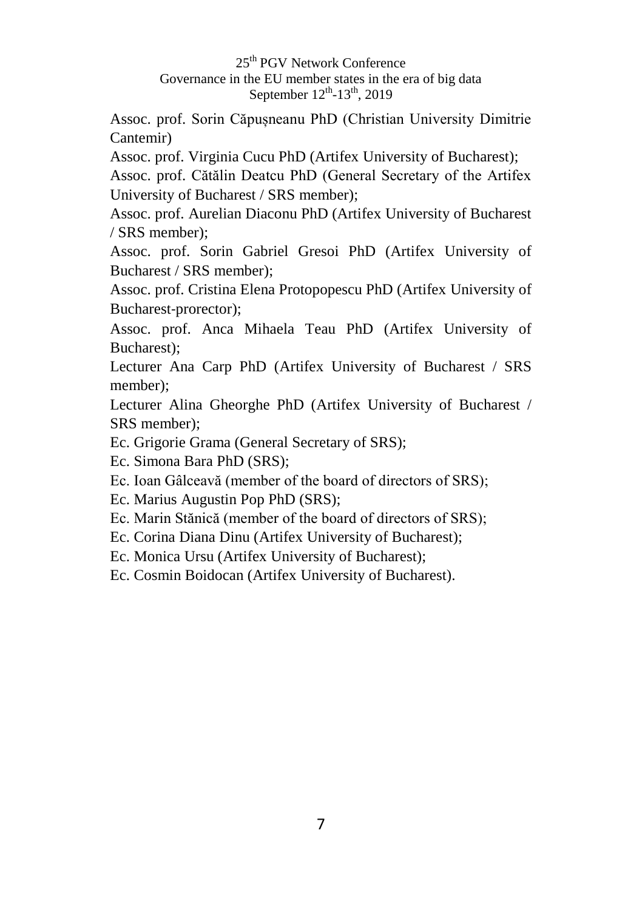Assoc. prof. Sorin Căpușneanu PhD (Christian University Dimitrie Cantemir)

Assoc. prof. Virginia Cucu PhD (Artifex University of Bucharest);

Assoc. prof. Cătălin Deatcu PhD (General Secretary of the Artifex University of Bucharest / SRS member);

Assoc. prof. Aurelian Diaconu PhD (Artifex University of Bucharest / SRS member);

Assoc. prof. Sorin Gabriel Gresoi PhD (Artifex University of Bucharest / SRS member);

Assoc. prof. Cristina Elena Protopopescu PhD (Artifex University of Bucharest-prorector);

Assoc. prof. Anca Mihaela Teau PhD (Artifex University of Bucharest);

Lecturer Ana Carp PhD (Artifex University of Bucharest / SRS member);

Lecturer Alina Gheorghe PhD (Artifex University of Bucharest / SRS member);

Ec. Grigorie Grama (General Secretary of SRS);

Ec. Simona Bara PhD (SRS);

Ec. Ioan Gâlceavă (member of the board of directors of SRS);

Ec. Marius Augustin Pop PhD (SRS);

Ec. Marin Stănică (member of the board of directors of SRS);

Ec. Corina Diana Dinu (Artifex University of Bucharest);

Ec. Monica Ursu (Artifex University of Bucharest);

Ec. Cosmin Boidocan (Artifex University of Bucharest).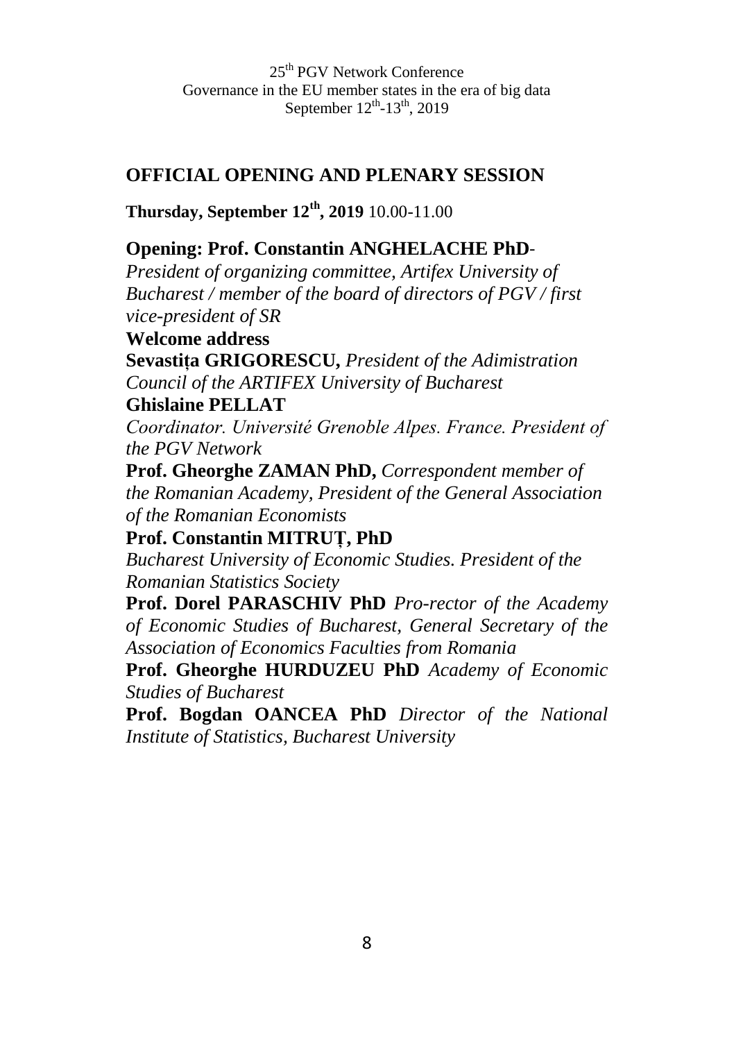## OFFICIAL OPENING AND PLENARY SESSION

**Thursday, September 12th, 2019** 10.00-11.00

**Opening: Prof. Constantin ANGHELACHE PhD**-
*President of organizing committee, Artifex University of Bucharest / member of the board of directors of PGV / first vice-president of SR*

**Welcome address**

**Sevastița GRIGORESCU,** *President of the Adimistration Council of the ARTIFEX University of Bucharest*

**Ghislaine PELLAT**
*Coordinator. Université Grenoble Alpes. France. President of the PGV Network*

**Prof. Gheorghe ZAMAN PhD,** *Correspondent member of the Romanian Academy, President of the General Association of the Romanian Economists*

**Prof. Constantin MITRUȚ, PhD**
*Bucharest University of Economic Studies. President of the Romanian Statistics Society*

**Prof. Dorel PARASCHIV PhD** *Pro-rector of the Academy of Economic Studies of Bucharest, General Secretary of the Association of Economics Faculties from Romania*

**Prof. Gheorghe HURDUZEU PhD** *Academy of Economic Studies of Bucharest*

**Prof. Bogdan OANCEA PhD** *Director of the National Institute of Statistics, Bucharest University*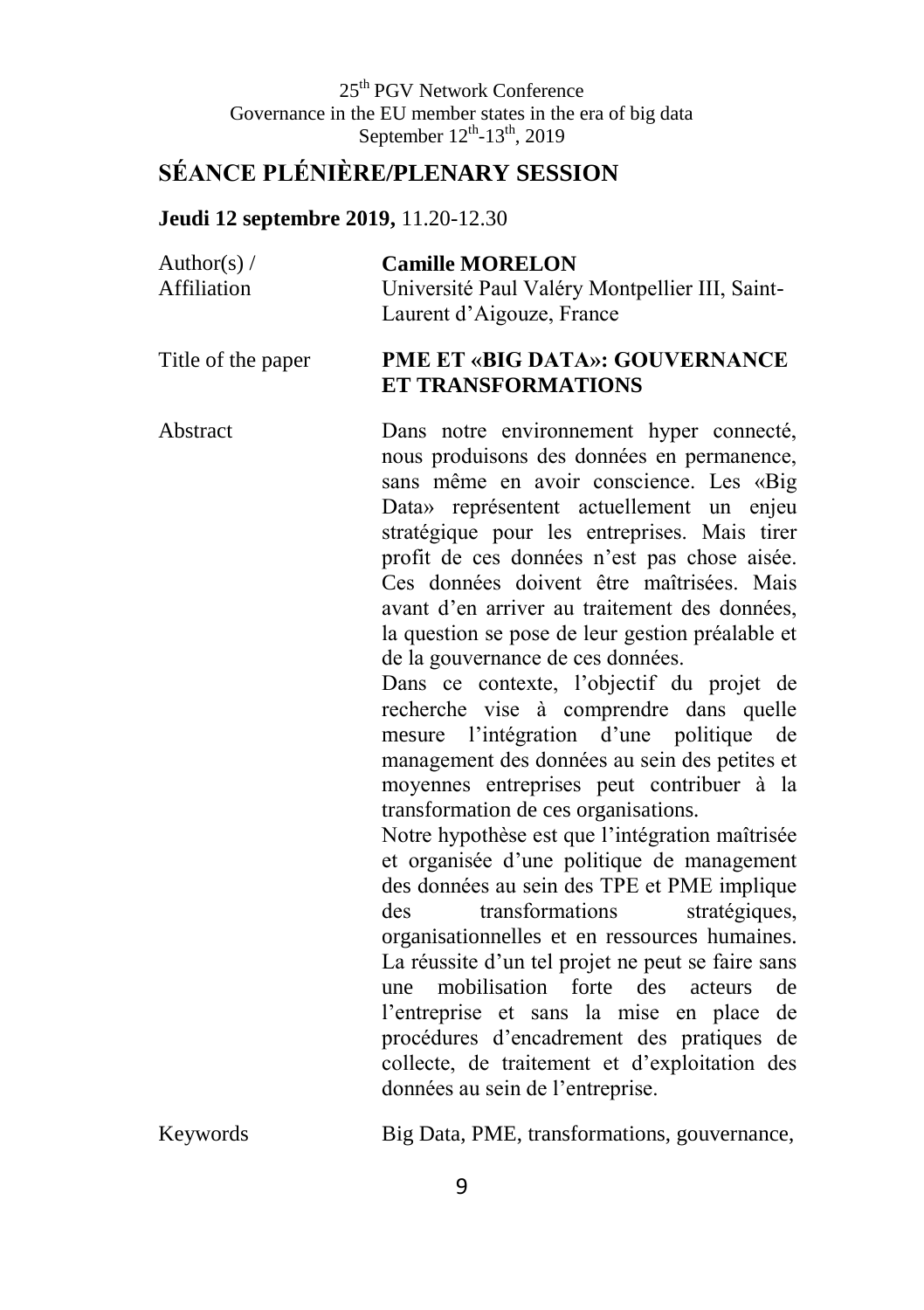## SÉANCE PLÉNIÈRE/PLENARY SESSION

**Jeudi 12 septembre 2019,** 11.20-12.30

| | |
|---|---|
| Author(s) / Affiliation | **Camille MORELON**<br>Université Paul Valéry Montpellier III, Saint-Laurent d'Aigouze, France |
| Title of the paper | **PME ET «BIG DATA»: GOUVERNANCE ET TRANSFORMATIONS** |
| Abstract | Dans notre environnement hyper connecté, nous produisons des données en permanence, sans même en avoir conscience. Les «Big Data» représentent actuellement un enjeu stratégique pour les entreprises. Mais tirer profit de ces données n'est pas chose aisée. Ces données doivent être maîtrisées. Mais avant d'en arriver au traitement des données, la question se pose de leur gestion préalable et de la gouvernance de ces données.<br>Dans ce contexte, l'objectif du projet de recherche vise à comprendre dans quelle mesure l'intégration d'une politique de management des données au sein des petites et moyennes entreprises peut contribuer à la transformation de ces organisations.<br>Notre hypothèse est que l'intégration maîtrisée et organisée d'une politique de management des données au sein des TPE et PME implique des transformations stratégiques, organisationnelles et en ressources humaines. La réussite d'un tel projet ne peut se faire sans une mobilisation forte des acteurs de l'entreprise et sans la mise en place de procédures d'encadrement des pratiques de collecte, de traitement et d'exploitation des données au sein de l'entreprise. |
| Keywords | Big Data, PME, transformations, gouvernance, |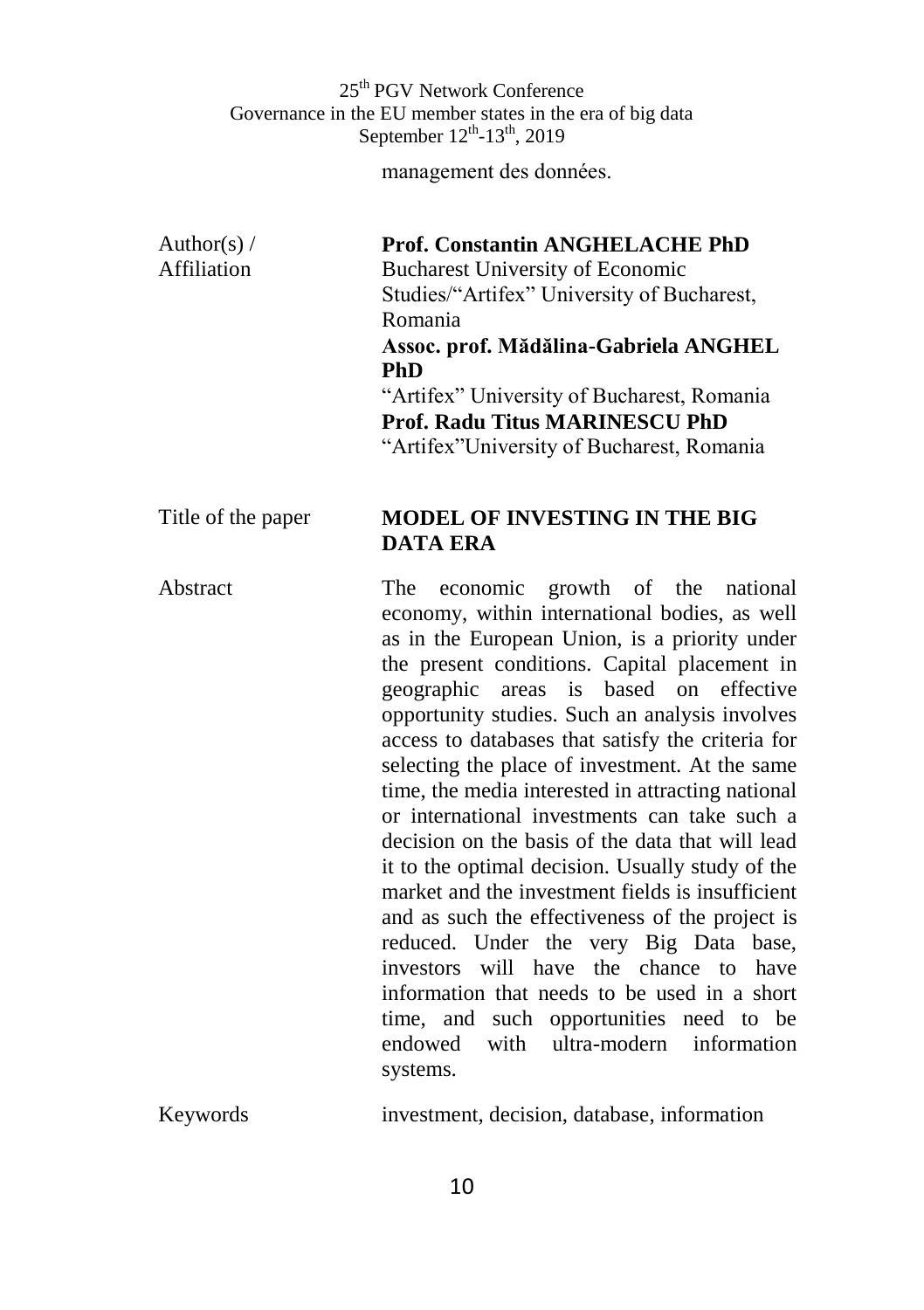management des données.

| | |
|---|---|
| Author(s) / Affiliation | **Prof. Constantin ANGHELACHE PhD**<br>Bucharest University of Economic Studies/“Artifex” University of Bucharest, Romania<br>**Assoc. prof. Mădălina-Gabriela ANGHEL PhD**<br>“Artifex” University of Bucharest, Romania<br>**Prof. Radu Titus MARINESCU PhD**<br>“Artifex”University of Bucharest, Romania |
| Title of the paper | **MODEL OF INVESTING IN THE BIG DATA ERA** |
| Abstract | The economic growth of the national economy, within international bodies, as well as in the European Union, is a priority under the present conditions. Capital placement in geographic areas is based on effective opportunity studies. Such an analysis involves access to databases that satisfy the criteria for selecting the place of investment. At the same time, the media interested in attracting national or international investments can take such a decision on the basis of the data that will lead it to the optimal decision. Usually study of the market and the investment fields is insufficient and as such the effectiveness of the project is reduced. Under the very Big Data base, investors will have the chance to have information that needs to be used in a short time, and such opportunities need to be endowed with ultra-modern information systems. |
| Keywords | investment, decision, database, information |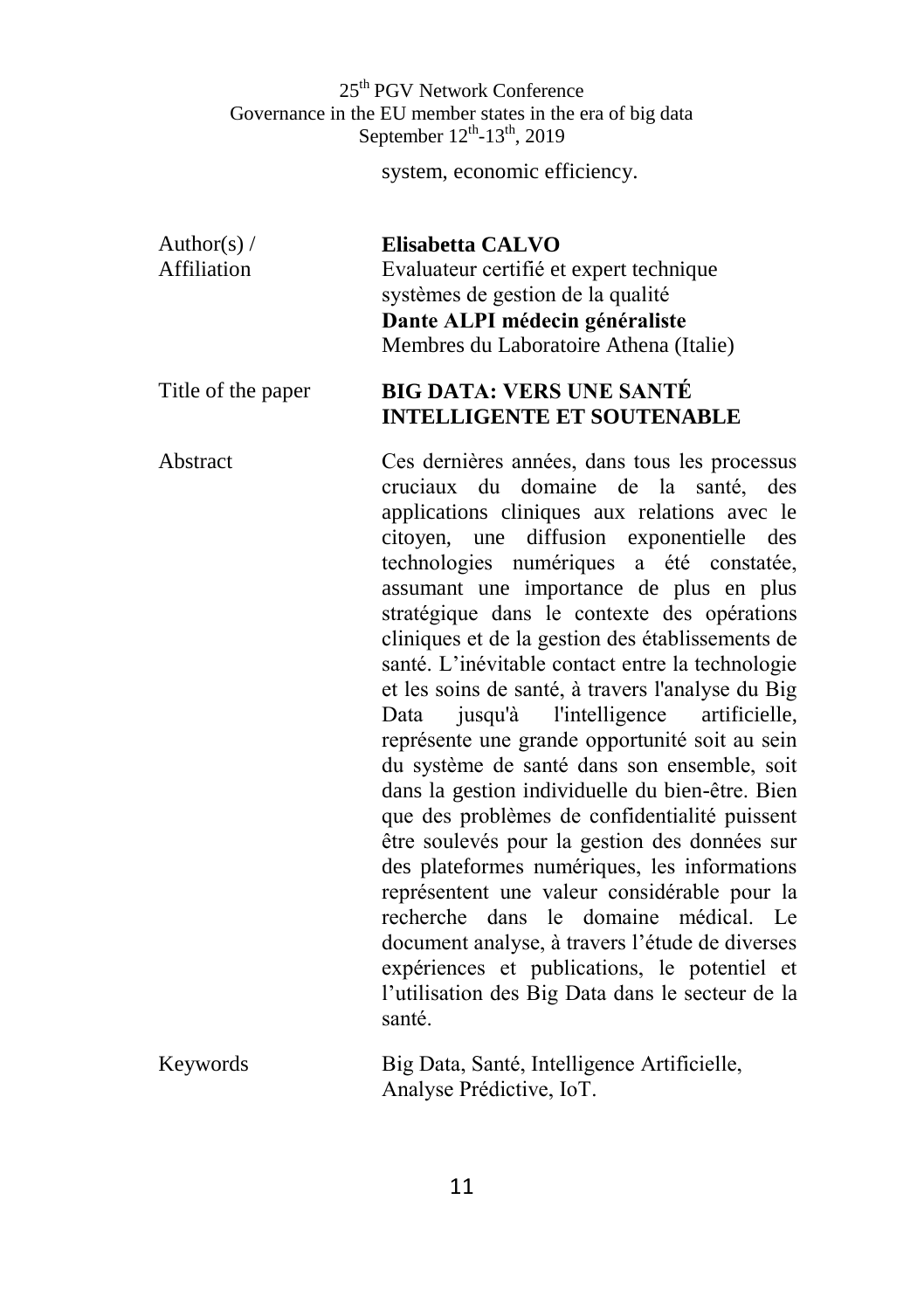system, economic efficiency.

| | |
|---|---|
| Author(s) / Affiliation | **Elisabetta CALVO**<br>Evaluateur certifié et expert technique systèmes de gestion de la qualité<br>**Dante ALPI médecin généraliste**<br>Membres du Laboratoire Athena (Italie) |
| Title of the paper | **BIG DATA: VERS UNE SANTÉ INTELLIGENTE ET SOUTENABLE** |
| Abstract | Ces dernières années, dans tous les processus cruciaux du domaine de la santé, des applications cliniques aux relations avec le citoyen, une diffusion exponentielle des technologies numériques a été constatée, assumant une importance de plus en plus stratégique dans le contexte des opérations cliniques et de la gestion des établissements de santé. L'inévitable contact entre la technologie et les soins de santé, à travers l'analyse du Big Data jusqu'à l'intelligence artificielle, représente une grande opportunité soit au sein du système de santé dans son ensemble, soit dans la gestion individuelle du bien-être. Bien que des problèmes de confidentialité puissent être soulevés pour la gestion des données sur des plateformes numériques, les informations représentent une valeur considérable pour la recherche dans le domaine médical. Le document analyse, à travers l'étude de diverses expériences et publications, le potentiel et l'utilisation des Big Data dans le secteur de la santé. |
| Keywords | Big Data, Santé, Intelligence Artificielle, Analyse Prédictive, IoT. |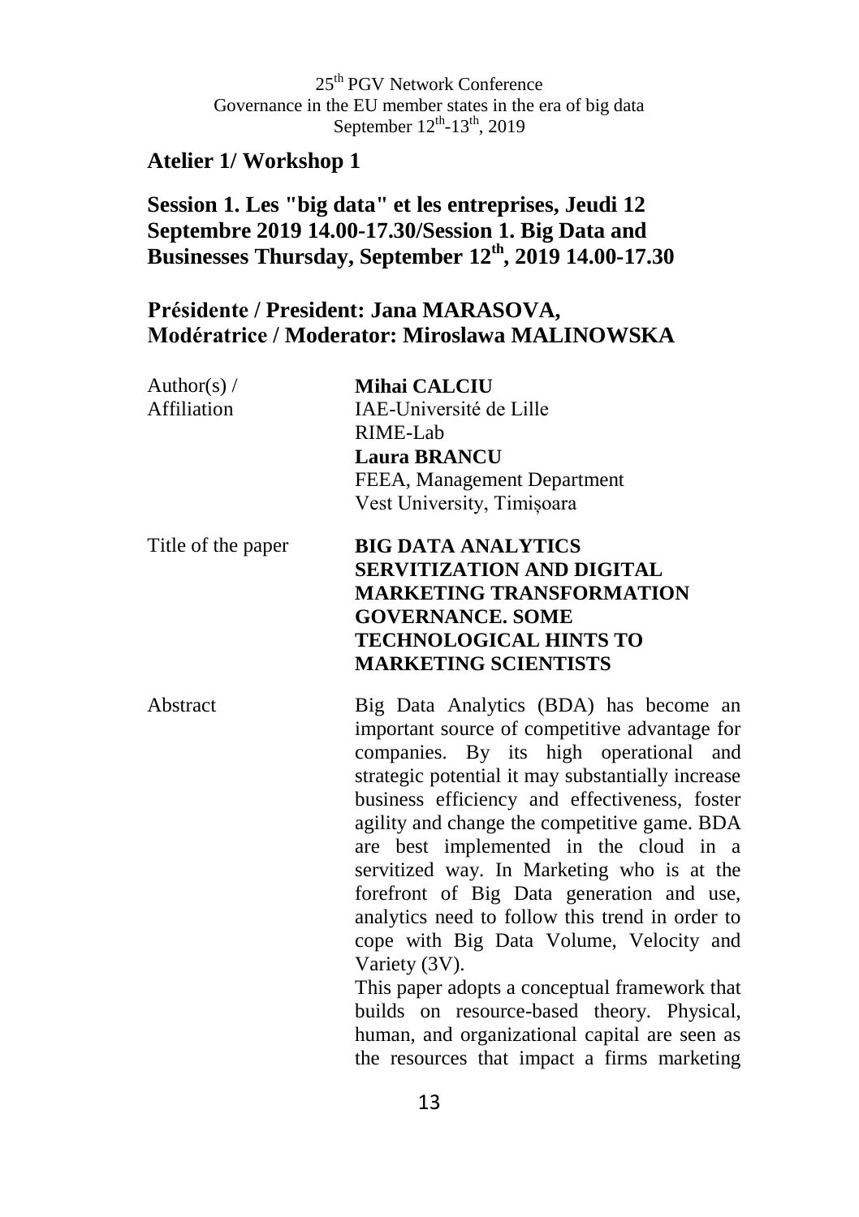## Atelier 1/ Workshop 1

## Session 1. Les "big data" et les entreprises, Jeudi 12 Septembre 2019 14.00-17.30/Session 1. Big Data and Businesses Thursday, September 12th, 2019 14.00-17.30

### Présidente / President: Jana MARASOVA, Modératrice / Moderator: Miroslawa MALINOWSKA

| | |
|---|---|
| Author(s) / Affiliation | **Mihai CALCIU**<br>IAE-Université de Lille<br>RIME-Lab<br>**Laura BRANCU**<br>FEEA, Management Department<br>Vest University, Timișoara |
| Title of the paper | **BIG DATA ANALYTICS SERVITIZATION AND DIGITAL MARKETING TRANSFORMATION GOVERNANCE. SOME TECHNOLOGICAL HINTS TO MARKETING SCIENTISTS** |
| Abstract | Big Data Analytics (BDA) has become an important source of competitive advantage for companies. By its high operational and strategic potential it may substantially increase business efficiency and effectiveness, foster agility and change the competitive game. BDA are best implemented in the cloud in a servitized way. In Marketing who is at the forefront of Big Data generation and use, analytics need to follow this trend in order to cope with Big Data Volume, Velocity and Variety (3V).<br>This paper adopts a conceptual framework that builds on resource-based theory. Physical, human, and organizational capital are seen as the resources that impact a firms marketing |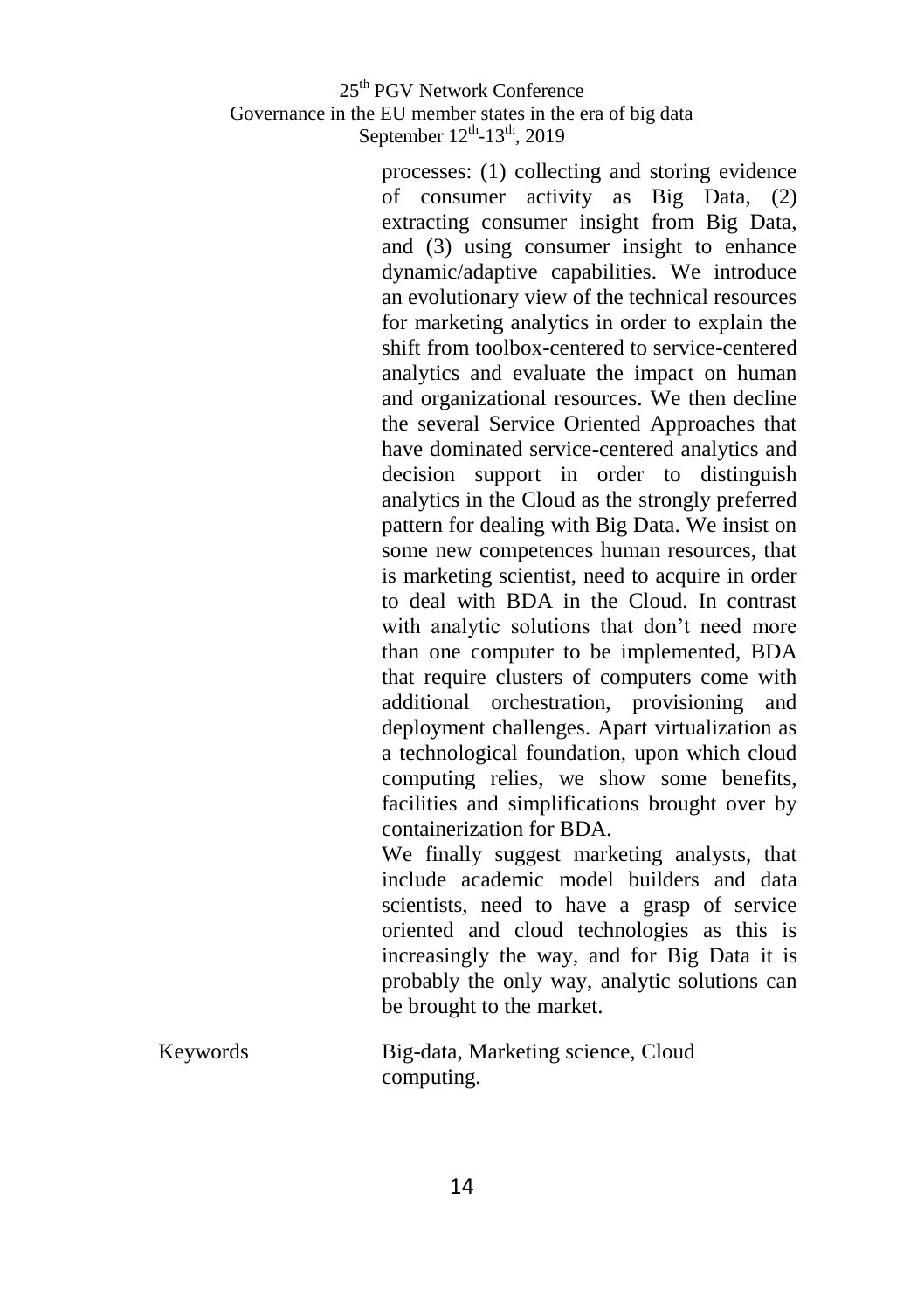processes: (1) collecting and storing evidence of consumer activity as Big Data, (2) extracting consumer insight from Big Data, and (3) using consumer insight to enhance dynamic/adaptive capabilities. We introduce an evolutionary view of the technical resources for marketing analytics in order to explain the shift from toolbox-centered to service-centered analytics and evaluate the impact on human and organizational resources. We then decline the several Service Oriented Approaches that have dominated service-centered analytics and decision support in order to distinguish analytics in the Cloud as the strongly preferred pattern for dealing with Big Data. We insist on some new competences human resources, that is marketing scientist, need to acquire in order to deal with BDA in the Cloud. In contrast with analytic solutions that don't need more than one computer to be implemented, BDA that require clusters of computers come with additional orchestration, provisioning and deployment challenges. Apart virtualization as a technological foundation, upon which cloud computing relies, we show some benefits, facilities and simplifications brought over by containerization for BDA.

We finally suggest marketing analysts, that include academic model builders and data scientists, need to have a grasp of service oriented and cloud technologies as this is increasingly the way, and for Big Data it is probably the only way, analytic solutions can be brought to the market.

Keywords: Big-data, Marketing science, Cloud computing.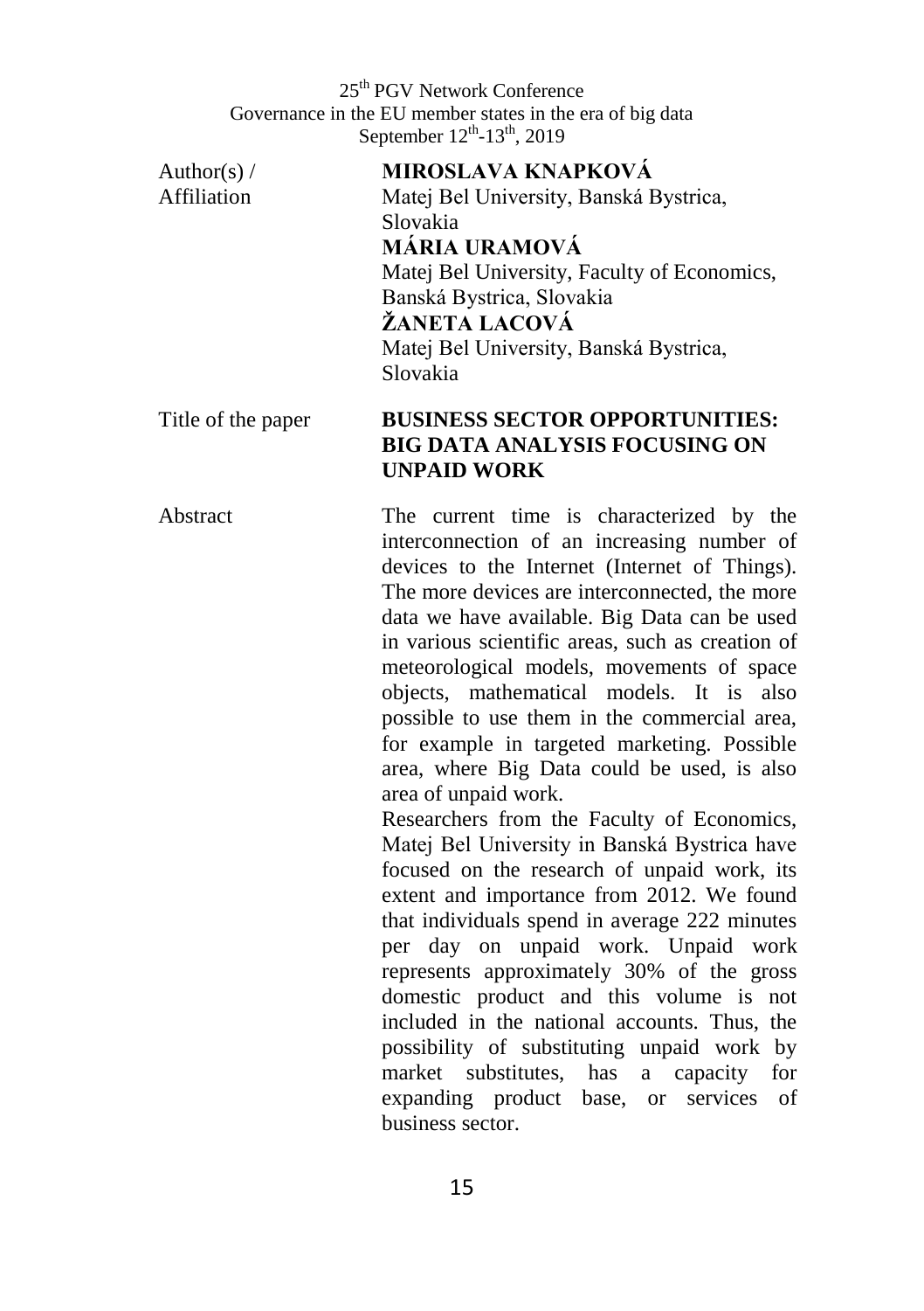| | |
|---|---|
| Author(s) / Affiliation | **MIROSLAVA KNAPKOVÁ**<br>Matej Bel University, Banská Bystrica, Slovakia<br>**MÁRIA URAMOVÁ**<br>Matej Bel University, Faculty of Economics, Banská Bystrica, Slovakia<br>**ŽANETA LACOVÁ**<br>Matej Bel University, Banská Bystrica, Slovakia |
| Title of the paper | **BUSINESS SECTOR OPPORTUNITIES: BIG DATA ANALYSIS FOCUSING ON UNPAID WORK** |
| Abstract | The current time is characterized by the interconnection of an increasing number of devices to the Internet (Internet of Things). The more devices are interconnected, the more data we have available. Big Data can be used in various scientific areas, such as creation of meteorological models, movements of space objects, mathematical models. It is also possible to use them in the commercial area, for example in targeted marketing. Possible area, where Big Data could be used, is also area of unpaid work.<br>Researchers from the Faculty of Economics, Matej Bel University in Banská Bystrica have focused on the research of unpaid work, its extent and importance from 2012. We found that individuals spend in average 222 minutes per day on unpaid work. Unpaid work represents approximately 30% of the gross domestic product and this volume is not included in the national accounts. Thus, the possibility of substituting unpaid work by market substitutes, has a capacity for expanding product base, or services of business sector. |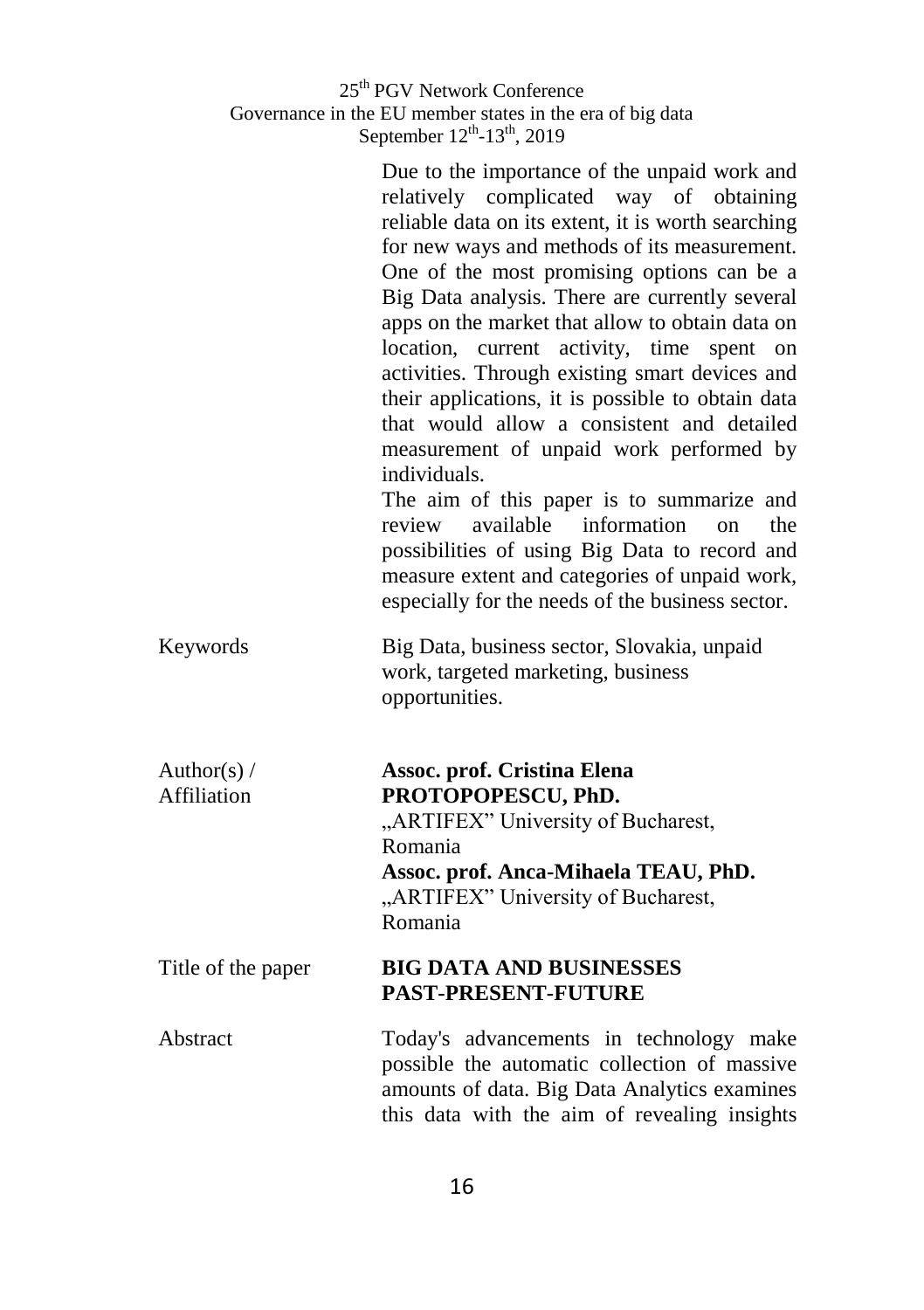Due to the importance of the unpaid work and relatively complicated way of obtaining reliable data on its extent, it is worth searching for new ways and methods of its measurement. One of the most promising options can be a Big Data analysis. There are currently several apps on the market that allow to obtain data on location, current activity, time spent on activities. Through existing smart devices and their applications, it is possible to obtain data that would allow a consistent and detailed measurement of unpaid work performed by individuals.

The aim of this paper is to summarize and review available information on the possibilities of using Big Data to record and measure extent and categories of unpaid work, especially for the needs of the business sector.

| | |
|---|---|
| Keywords | Big Data, business sector, Slovakia, unpaid work, targeted marketing, business opportunities. |
| Author(s) / Affiliation | **Assoc. prof. Cristina Elena PROTOPOPESCU, PhD.** „ARTIFEX" University of Bucharest, Romania<br>**Assoc. prof. Anca-Mihaela TEAU, PhD.** „ARTIFEX" University of Bucharest, Romania |
| Title of the paper | **BIG DATA AND BUSINESSES PAST-PRESENT-FUTURE** |
| Abstract | Today's advancements in technology make possible the automatic collection of massive amounts of data. Big Data Analytics examines this data with the aim of revealing insights |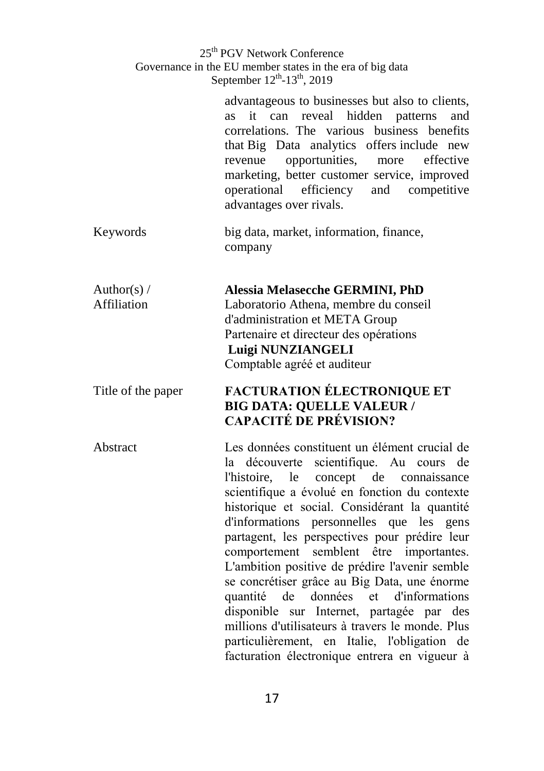advantageous to businesses but also to clients, as it can reveal hidden patterns and correlations. The various business benefits that Big Data analytics offers include new revenue opportunities, more effective marketing, better customer service, improved operational efficiency and competitive advantages over rivals.

| | |
|---|---|
| Keywords | big data, market, information, finance, company |
| Author(s) / Affiliation | **Alessia Melasecche GERMINI, PhD**<br>Laboratorio Athena, membre du conseil d'administration et META Group<br>Partenaire et directeur des opérations<br>**Luigi NUNZIANGELI**<br>Comptable agréé et auditeur |
| Title of the paper | **FACTURATION ÉLECTRONIQUE ET BIG DATA: QUELLE VALEUR / CAPACITÉ DE PRÉVISION?** |
| Abstract | Les données constituent un élément crucial de la découverte scientifique. Au cours de l'histoire, le concept de connaissance scientifique a évolué en fonction du contexte historique et social. Considérant la quantité d'informations personnelles que les gens partagent, les perspectives pour prédire leur comportement semblent être importantes. L'ambition positive de prédire l'avenir semble se concrétiser grâce au Big Data, une énorme quantité de données et d'informations disponible sur Internet, partagée par des millions d'utilisateurs à travers le monde. Plus particulièrement, en Italie, l'obligation de facturation électronique entrera en vigueur à |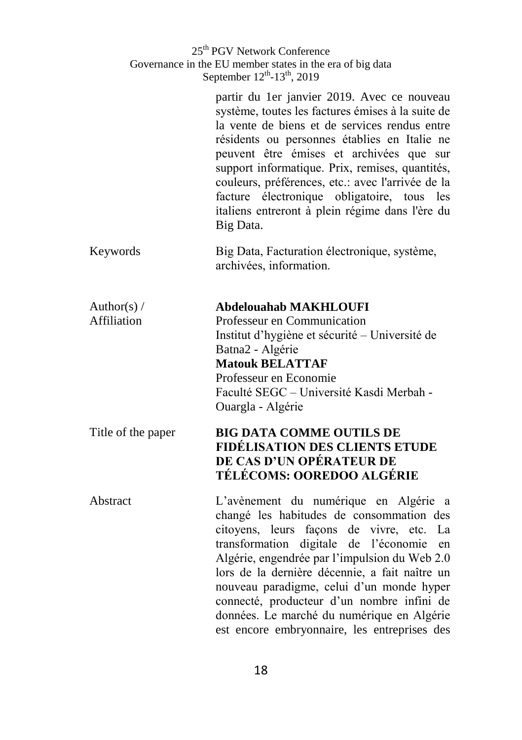partir du 1er janvier 2019. Avec ce nouveau système, toutes les factures émises à la suite de la vente de biens et de services rendus entre résidents ou personnes établies en Italie ne peuvent être émises et archivées que sur support informatique. Prix, remises, quantités, couleurs, préférences, etc.: avec l'arrivée de la facture électronique obligatoire, tous les italiens entreront à plein régime dans l'ère du Big Data.

| | |
|---|---|
| Keywords | Big Data, Facturation électronique, système, archivées, information. |
| Author(s) / Affiliation | **Abdelouahab MAKHLOUFI**<br>Professeur en Communication<br>Institut d'hygiène et sécurité – Université de Batna2 - Algérie<br>**Matouk BELATTAF**<br>Professeur en Economie<br>Faculté SEGC – Université Kasdi Merbah - Ouargla - Algérie |
| Title of the paper | **BIG DATA COMME OUTILS DE FIDÉLISATION DES CLIENTS ETUDE DE CAS D'UN OPÉRATEUR DE TÉLÉCOMS: OOREDOO ALGÉRIE** |
| Abstract | L'avènement du numérique en Algérie a changé les habitudes de consommation des citoyens, leurs façons de vivre, etc. La transformation digitale de l'économie en Algérie, engendrée par l'impulsion du Web 2.0 lors de la dernière décennie, a fait naître un nouveau paradigme, celui d'un monde hyper connecté, producteur d'un nombre infini de données. Le marché du numérique en Algérie est encore embryonnaire, les entreprises des |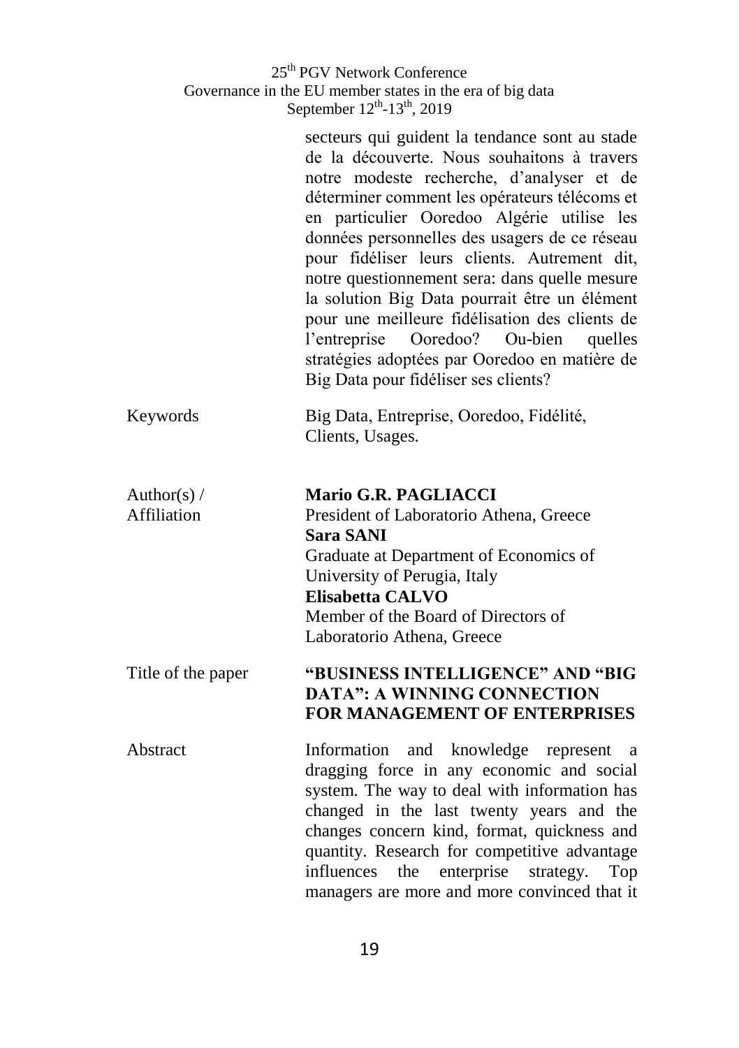secteurs qui guident la tendance sont au stade de la découverte. Nous souhaitons à travers notre modeste recherche, d'analyser et de déterminer comment les opérateurs télécoms et en particulier Ooredoo Algérie utilise les données personnelles des usagers de ce réseau pour fidéliser leurs clients. Autrement dit, notre questionnement sera: dans quelle mesure la solution Big Data pourrait être un élément pour une meilleure fidélisation des clients de l'entreprise Ooredoo? Ou-bien quelles stratégies adoptées par Ooredoo en matière de Big Data pour fidéliser ses clients?

| | |
|---|---|
| Keywords | Big Data, Entreprise, Ooredoo, Fidélité, Clients, Usages. |
| Author(s) / Affiliation | **Mario G.R. PAGLIACCI**<br>President of Laboratorio Athena, Greece<br>**Sara SANI**<br>Graduate at Department of Economics of University of Perugia, Italy<br>**Elisabetta CALVO**<br>Member of the Board of Directors of Laboratorio Athena, Greece |
| Title of the paper | **"BUSINESS INTELLIGENCE" AND "BIG DATA": A WINNING CONNECTION FOR MANAGEMENT OF ENTERPRISES** |
| Abstract | Information and knowledge represent a dragging force in any economic and social system. The way to deal with information has changed in the last twenty years and the changes concern kind, format, quickness and quantity. Research for competitive advantage influences the enterprise strategy. Top managers are more and more convinced that it |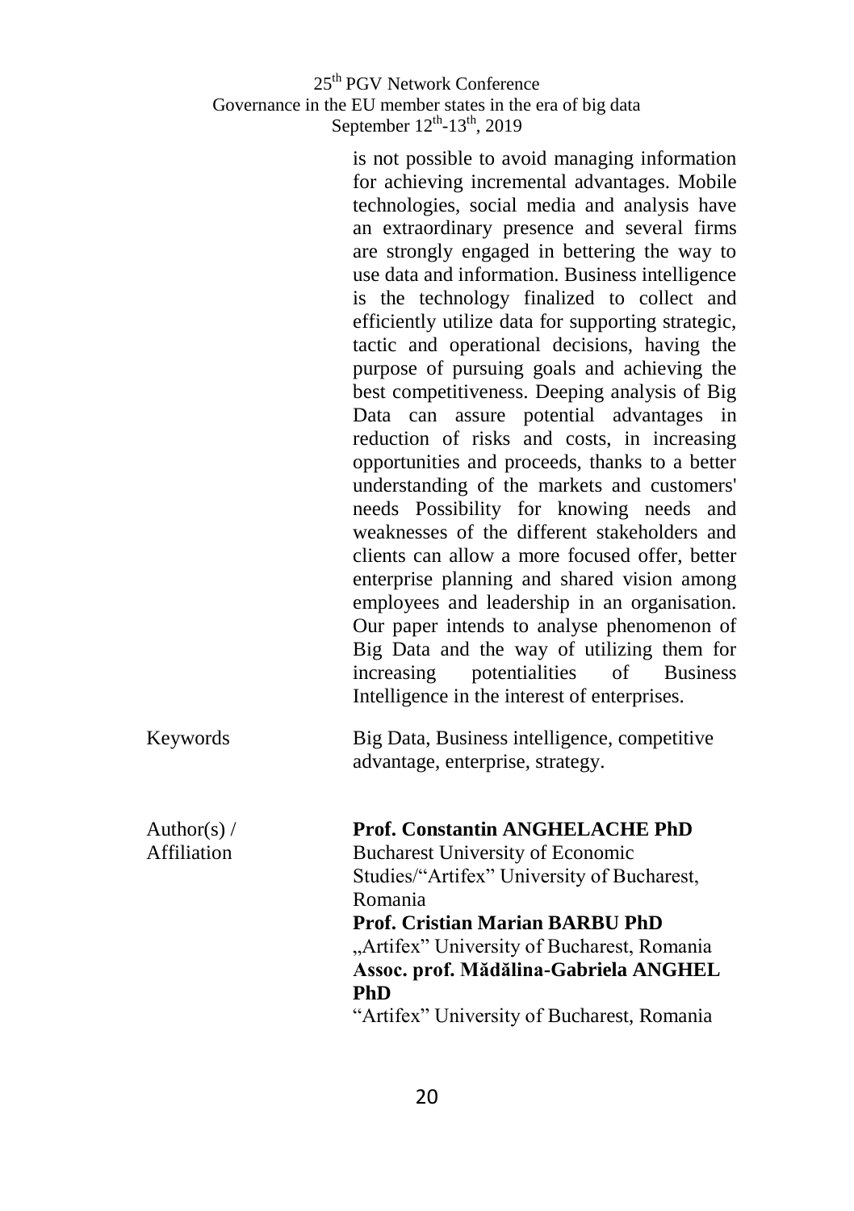is not possible to avoid managing information for achieving incremental advantages. Mobile technologies, social media and analysis have an extraordinary presence and several firms are strongly engaged in bettering the way to use data and information. Business intelligence is the technology finalized to collect and efficiently utilize data for supporting strategic, tactic and operational decisions, having the purpose of pursuing goals and achieving the best competitiveness. Deeping analysis of Big Data can assure potential advantages in reduction of risks and costs, in increasing opportunities and proceeds, thanks to a better understanding of the markets and customers' needs Possibility for knowing needs and weaknesses of the different stakeholders and clients can allow a more focused offer, better enterprise planning and shared vision among employees and leadership in an organisation. Our paper intends to analyse phenomenon of Big Data and the way of utilizing them for increasing potentialities of Business Intelligence in the interest of enterprises.

| | |
|---|---|
| Keywords | Big Data, Business intelligence, competitive advantage, enterprise, strategy. |
| Author(s) / Affiliation | **Prof. Constantin ANGHELACHE PhD**<br>Bucharest University of Economic Studies/"Artifex" University of Bucharest, Romania<br>**Prof. Cristian Marian BARBU PhD**<br>„Artifex" University of Bucharest, Romania<br>**Assoc. prof. Mădălina-Gabriela ANGHEL PhD**<br>"Artifex" University of Bucharest, Romania |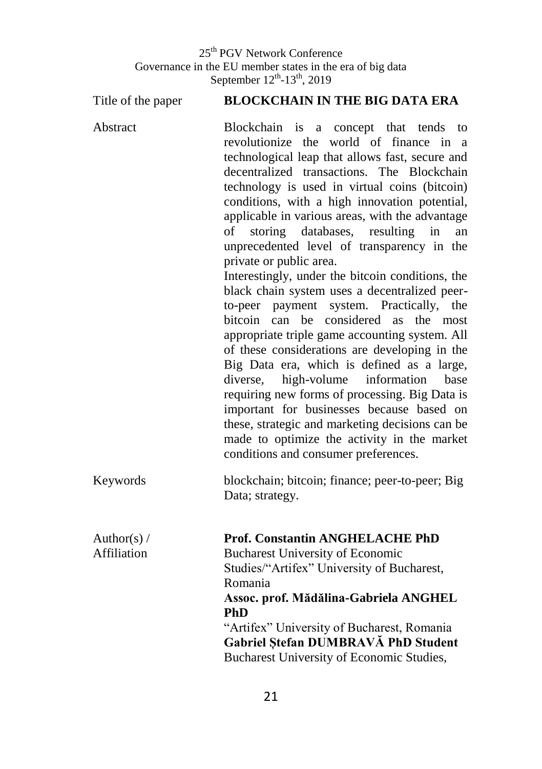| | |
|---|---|
| Title of the paper | **BLOCKCHAIN IN THE BIG DATA ERA** |
| Abstract | Blockchain is a concept that tends to revolutionize the world of finance in a technological leap that allows fast, secure and decentralized transactions. The Blockchain technology is used in virtual coins (bitcoin) conditions, with a high innovation potential, applicable in various areas, with the advantage of storing databases, resulting in an unprecedented level of transparency in the private or public area.<br>Interestingly, under the bitcoin conditions, the black chain system uses a decentralized peer-to-peer payment system. Practically, the bitcoin can be considered as the most appropriate triple game accounting system. All of these considerations are developing in the Big Data era, which is defined as a large, diverse, high-volume information base requiring new forms of processing. Big Data is important for businesses because based on these, strategic and marketing decisions can be made to optimize the activity in the market conditions and consumer preferences. |
| Keywords | blockchain; bitcoin; finance; peer-to-peer; Big Data; strategy. |
| Author(s) / Affiliation | **Prof. Constantin ANGHELACHE PhD**<br>Bucharest University of Economic Studies/"Artifex" University of Bucharest, Romania<br>**Assoc. prof. Mădălina-Gabriela ANGHEL PhD**<br>"Artifex" University of Bucharest, Romania<br>**Gabriel Ștefan DUMBRAVĂ PhD Student**<br>Bucharest University of Economic Studies, |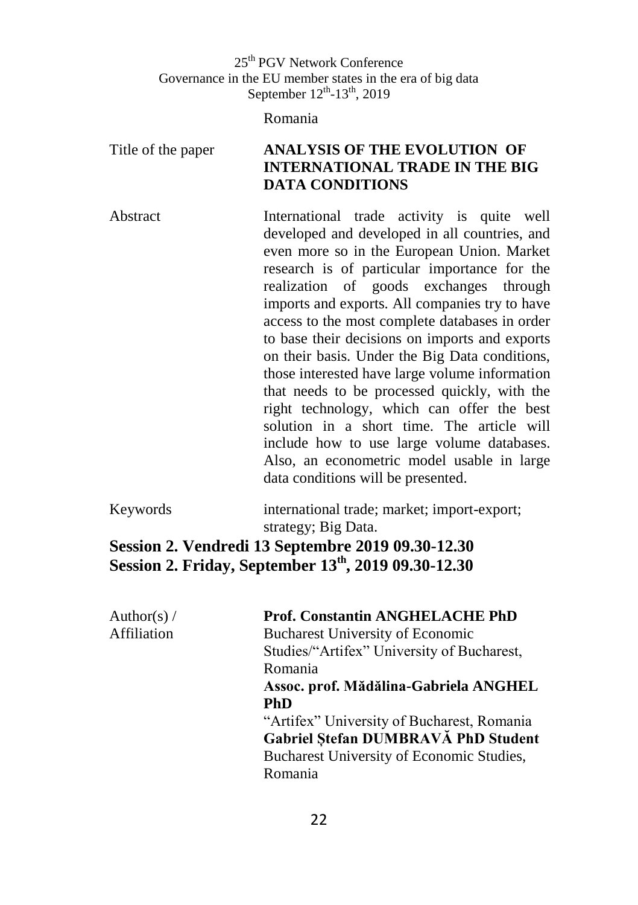Romania

| | |
|---|---|
| Title of the paper | **ANALYSIS OF THE EVOLUTION OF INTERNATIONAL TRADE IN THE BIG DATA CONDITIONS** |
| Abstract | International trade activity is quite well developed and developed in all countries, and even more so in the European Union. Market research is of particular importance for the realization of goods exchanges through imports and exports. All companies try to have access to the most complete databases in order to base their decisions on imports and exports on their basis. Under the Big Data conditions, those interested have large volume information that needs to be processed quickly, with the right technology, which can offer the best solution in a short time. The article will include how to use large volume databases. Also, an econometric model usable in large data conditions will be presented. |
| Keywords | international trade; market; import-export; strategy; Big Data. |

## Session 2. Vendredi 13 Septembre 2019 09.30-12.30

## Session 2. Friday, September 13th, 2019 09.30-12.30

| | |
|---|---|
| Author(s) / Affiliation | **Prof. Constantin ANGHELACHE PhD**<br>Bucharest University of Economic Studies/"Artifex" University of Bucharest, Romania<br>**Assoc. prof. Mădălina-Gabriela ANGHEL PhD**<br>"Artifex" University of Bucharest, Romania<br>**Gabriel Ștefan DUMBRAVĂ PhD Student**<br>Bucharest University of Economic Studies, Romania |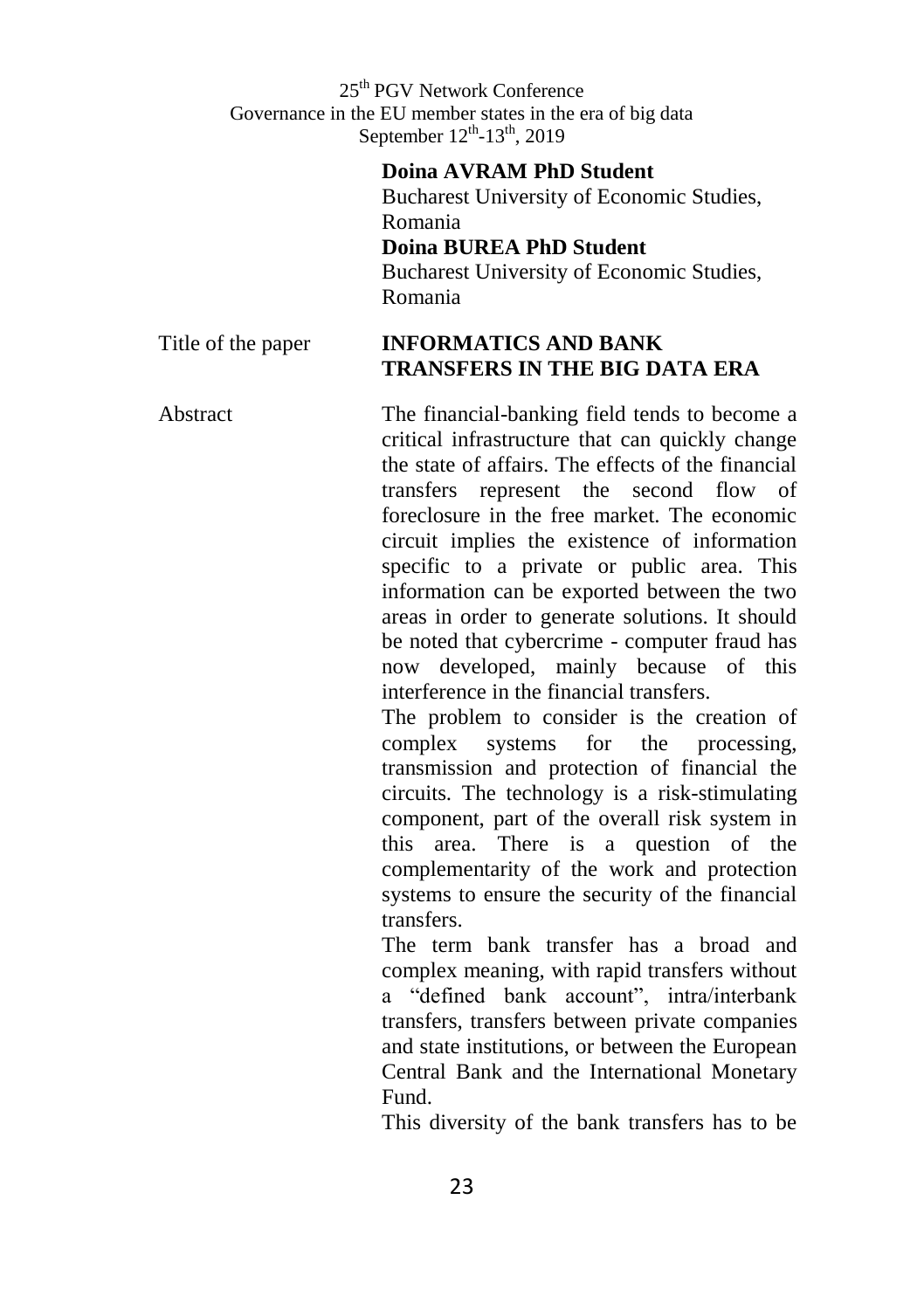**Doina AVRAM PhD Student**
Bucharest University of Economic Studies, Romania
**Doina BUREA PhD Student**
Bucharest University of Economic Studies, Romania

Title of the paper

## INFORMATICS AND BANK TRANSFERS IN THE BIG DATA ERA

Abstract

The financial-banking field tends to become a critical infrastructure that can quickly change the state of affairs. The effects of the financial transfers represent the second flow of foreclosure in the free market. The economic circuit implies the existence of information specific to a private or public area. This information can be exported between the two areas in order to generate solutions. It should be noted that cybercrime - computer fraud has now developed, mainly because of this interference in the financial transfers.

The problem to consider is the creation of complex systems for the processing, transmission and protection of financial the circuits. The technology is a risk-stimulating component, part of the overall risk system in this area. There is a question of the complementarity of the work and protection systems to ensure the security of the financial transfers.

The term bank transfer has a broad and complex meaning, with rapid transfers without a "defined bank account", intra/interbank transfers, transfers between private companies and state institutions, or between the European Central Bank and the International Monetary Fund.

This diversity of the bank transfers has to be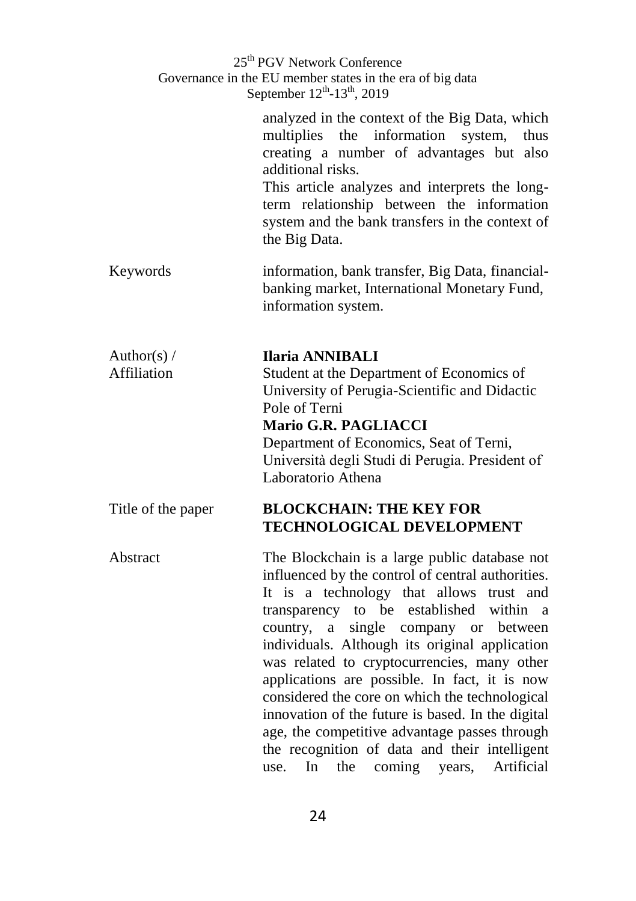analyzed in the context of the Big Data, which multiplies the information system, thus creating a number of advantages but also additional risks.

This article analyzes and interprets the long-term relationship between the information system and the bank transfers in the context of the Big Data.

| | |
|---|---|
| Keywords | information, bank transfer, Big Data, financial-banking market, International Monetary Fund, information system. |
| Author(s) / Affiliation | **Ilaria ANNIBALI**<br>Student at the Department of Economics of University of Perugia-Scientific and Didactic Pole of Terni<br>**Mario G.R. PAGLIACCI**<br>Department of Economics, Seat of Terni, Università degli Studi di Perugia. President of Laboratorio Athena |
| Title of the paper | **BLOCKCHAIN: THE KEY FOR TECHNOLOGICAL DEVELOPMENT** |
| Abstract | The Blockchain is a large public database not influenced by the control of central authorities. It is a technology that allows trust and transparency to be established within a country, a single company or between individuals. Although its original application was related to cryptocurrencies, many other applications are possible. In fact, it is now considered the core on which the technological innovation of the future is based. In the digital age, the competitive advantage passes through the recognition of data and their intelligent use. In the coming years, Artificial |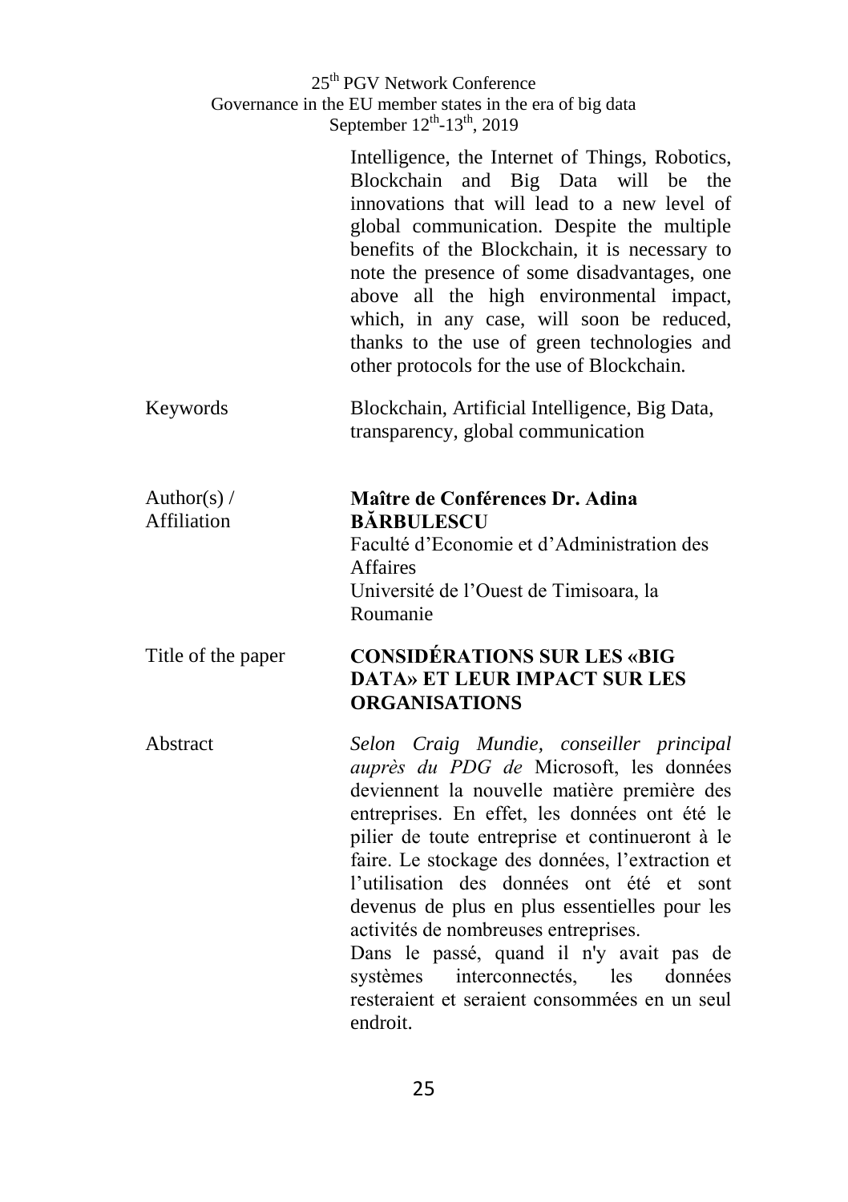Intelligence, the Internet of Things, Robotics, Blockchain and Big Data will be the innovations that will lead to a new level of global communication. Despite the multiple benefits of the Blockchain, it is necessary to note the presence of some disadvantages, one above all the high environmental impact, which, in any case, will soon be reduced, thanks to the use of green technologies and other protocols for the use of Blockchain.

| | |
|---|---|
| Keywords | Blockchain, Artificial Intelligence, Big Data, transparency, global communication |
| Author(s) / Affiliation | **Maître de Conférences Dr. Adina BĂRBULESCU**<br>Faculté d'Economie et d'Administration des Affaires<br>Université de l'Ouest de Timisoara, la Roumanie |
| Title of the paper | **CONSIDÉRATIONS SUR LES «BIG DATA» ET LEUR IMPACT SUR LES ORGANISATIONS** |
| Abstract | *Selon Craig Mundie, conseiller principal auprès du PDG de* Microsoft, les données deviennent la nouvelle matière première des entreprises. En effet, les données ont été le pilier de toute entreprise et continueront à le faire. Le stockage des données, l'extraction et l'utilisation des données ont été et sont devenus de plus en plus essentielles pour les activités de nombreuses entreprises.<br>Dans le passé, quand il n'y avait pas de systèmes interconnectés, les données resteraient et seraient consommées en un seul endroit. |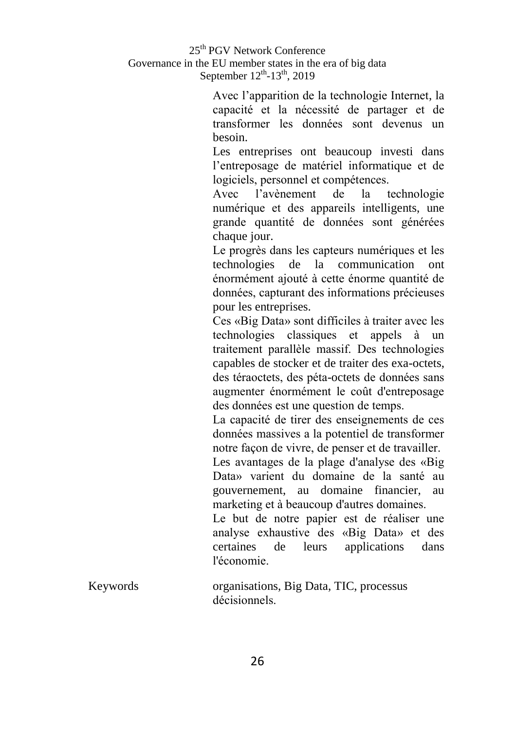Avec l'apparition de la technologie Internet, la capacité et la nécessité de partager et de transformer les données sont devenus un besoin.

Les entreprises ont beaucoup investi dans l'entreposage de matériel informatique et de logiciels, personnel et compétences.

Avec l'avènement de la technologie numérique et des appareils intelligents, une grande quantité de données sont générées chaque jour.

Le progrès dans les capteurs numériques et les technologies de la communication ont énormément ajouté à cette énorme quantité de données, capturant des informations précieuses pour les entreprises.

Ces «Big Data» sont difficiles à traiter avec les technologies classiques et appels à un traitement parallèle massif. Des technologies capables de stocker et de traiter des exa-octets, des téraoctets, des péta-octets de données sans augmenter énormément le coût d'entreposage des données est une question de temps.

La capacité de tirer des enseignements de ces données massives a la potentiel de transformer notre façon de vivre, de penser et de travailler.

Les avantages de la plage d'analyse des «Big Data» varient du domaine de la santé au gouvernement, au domaine financier, au marketing et à beaucoup d'autres domaines.

Le but de notre papier est de réaliser une analyse exhaustive des «Big Data» et des certaines de leurs applications dans l'économie.

**Keywords** organisations, Big Data, TIC, processus décisionnels.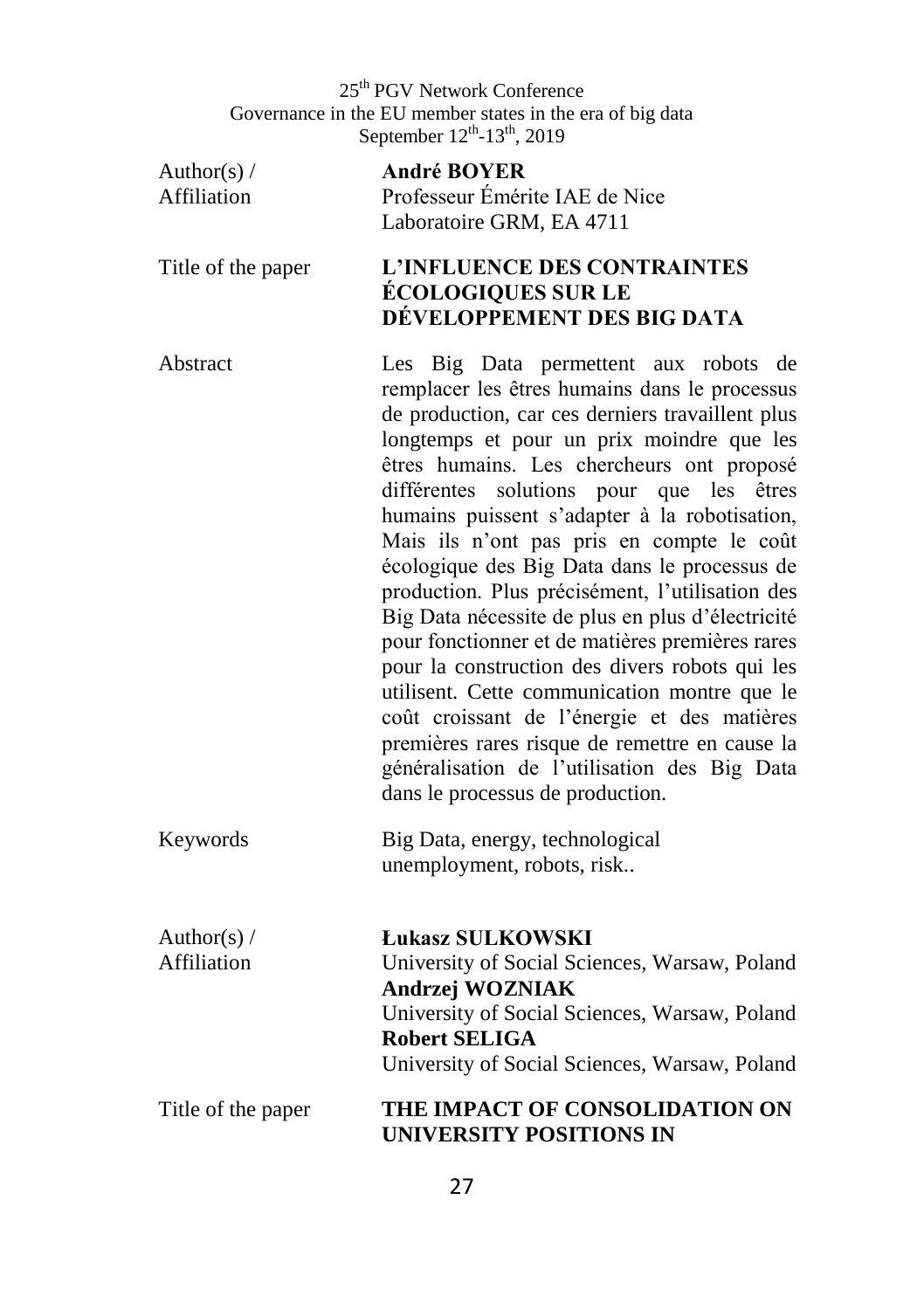| | |
|---|---|
| Author(s) / Affiliation | **André BOYER**<br>Professeur Émérite IAE de Nice<br>Laboratoire GRM, EA 4711 |
| Title of the paper | **L'INFLUENCE DES CONTRAINTES ÉCOLOGIQUES SUR LE DÉVELOPPEMENT DES BIG DATA** |
| Abstract | Les Big Data permettent aux robots de remplacer les êtres humains dans le processus de production, car ces derniers travaillent plus longtemps et pour un prix moindre que les êtres humains. Les chercheurs ont proposé différentes solutions pour que les êtres humains puissent s'adapter à la robotisation, Mais ils n'ont pas pris en compte le coût écologique des Big Data dans le processus de production. Plus précisément, l'utilisation des Big Data nécessite de plus en plus d'électricité pour fonctionner et de matières premières rares pour la construction des divers robots qui les utilisent. Cette communication montre que le coût croissant de l'énergie et des matières premières rares risque de remettre en cause la généralisation de l'utilisation des Big Data dans le processus de production. |
| Keywords | Big Data, energy, technological unemployment, robots, risk.. |

| | |
|---|---|
| Author(s) / Affiliation | **Łukasz SULKOWSKI**<br>University of Social Sciences, Warsaw, Poland<br>**Andrzej WOZNIAK**<br>University of Social Sciences, Warsaw, Poland<br>**Robert SELIGA**<br>University of Social Sciences, Warsaw, Poland |
| Title of the paper | **THE IMPACT OF CONSOLIDATION ON UNIVERSITY POSITIONS IN** |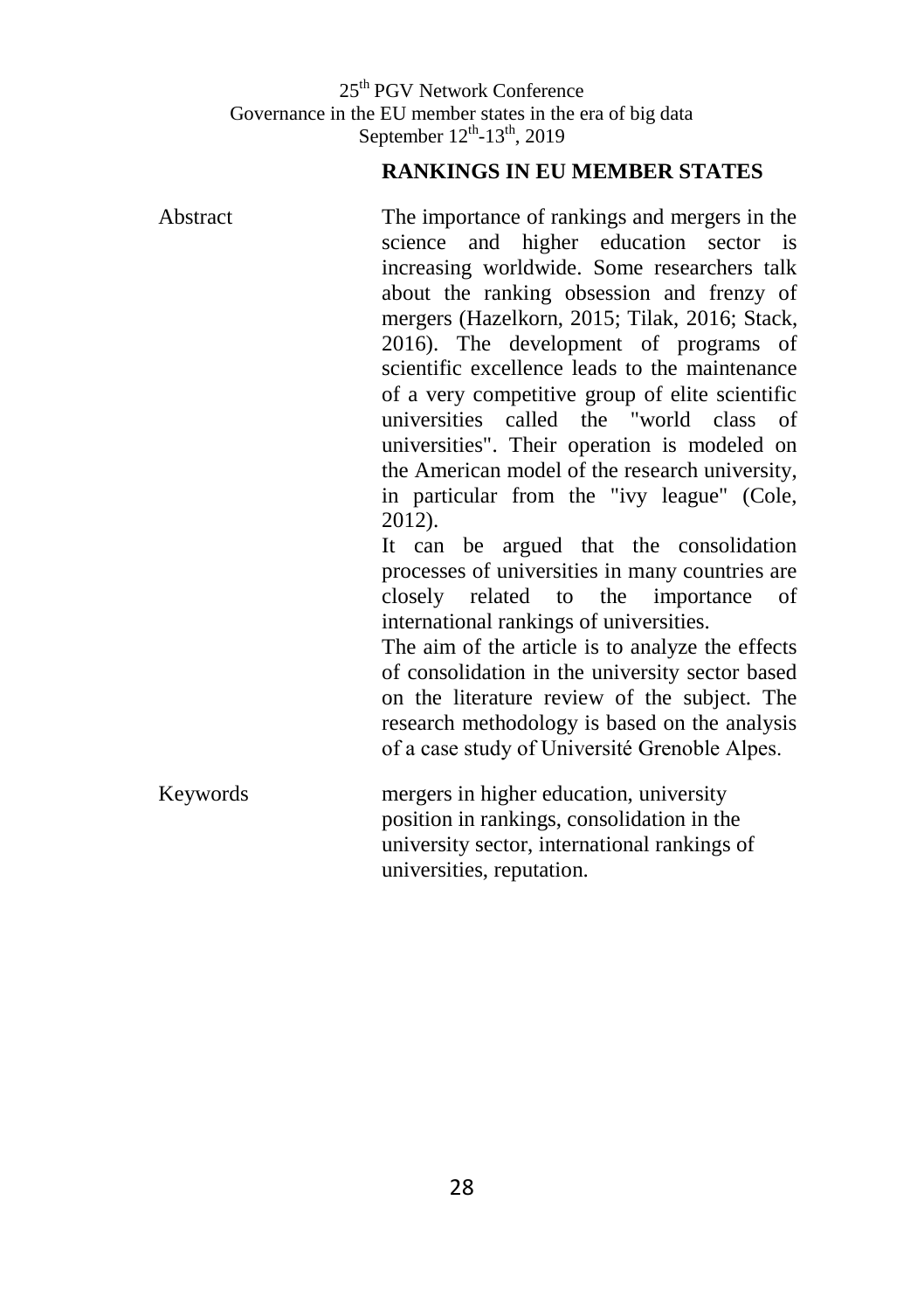## RANKINGS IN EU MEMBER STATES

**Abstract**

The importance of rankings and mergers in the science and higher education sector is increasing worldwide. Some researchers talk about the ranking obsession and frenzy of mergers (Hazelkorn, 2015; Tilak, 2016; Stack, 2016). The development of programs of scientific excellence leads to the maintenance of a very competitive group of elite scientific universities called the "world class of universities". Their operation is modeled on the American model of the research university, in particular from the "ivy league" (Cole, 2012).

It can be argued that the consolidation processes of universities in many countries are closely related to the importance of international rankings of universities.

The aim of the article is to analyze the effects of consolidation in the university sector based on the literature review of the subject. The research methodology is based on the analysis of a case study of Université Grenoble Alpes.

**Keywords**

mergers in higher education, university position in rankings, consolidation in the university sector, international rankings of universities, reputation.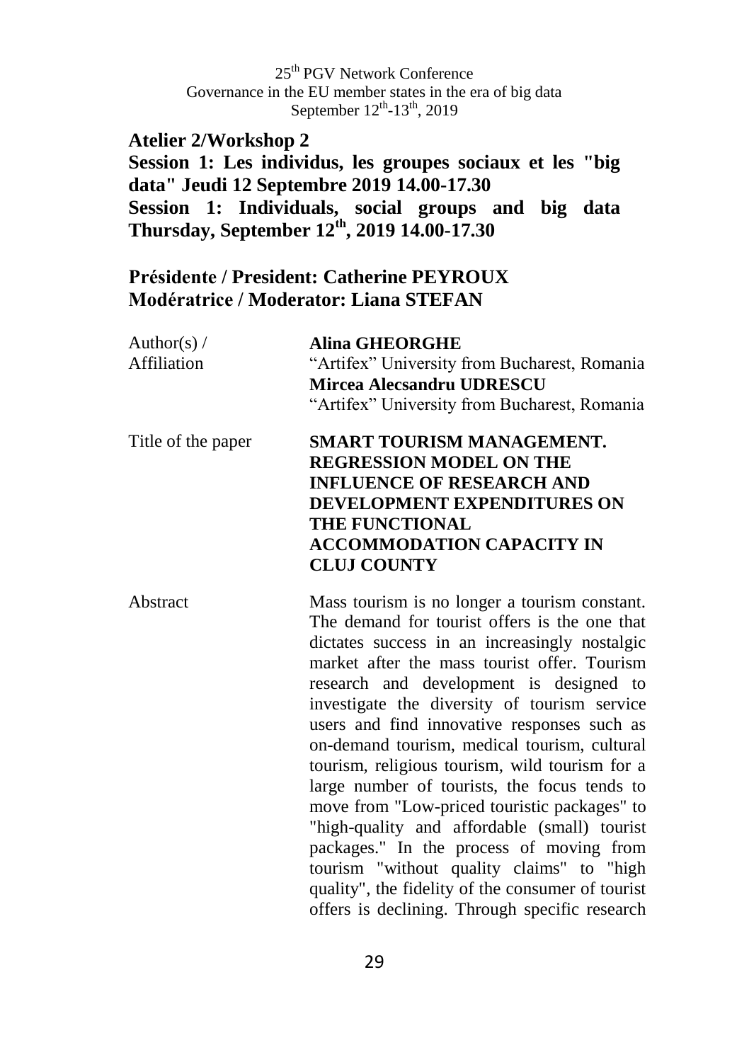## Atelier 2/Workshop 2

### Session 1: Les individus, les groupes sociaux et les "big data" Jeudi 12 Septembre 2019 14.00-17.30

### Session 1: Individuals, social groups and big data Thursday, September 12th, 2019 14.00-17.30

### Présidente / President: Catherine PEYROUX
### Modératrice / Moderator: Liana STEFAN

| | |
|---|---|
| Author(s) / Affiliation | **Alina GHEORGHE**<br>"Artifex" University from Bucharest, Romania<br>**Mircea Alecsandru UDRESCU**<br>"Artifex" University from Bucharest, Romania |
| Title of the paper | **SMART TOURISM MANAGEMENT. REGRESSION MODEL ON THE INFLUENCE OF RESEARCH AND DEVELOPMENT EXPENDITURES ON THE FUNCTIONAL ACCOMMODATION CAPACITY IN CLUJ COUNTY** |
| Abstract | Mass tourism is no longer a tourism constant. The demand for tourist offers is the one that dictates success in an increasingly nostalgic market after the mass tourist offer. Tourism research and development is designed to investigate the diversity of tourism service users and find innovative responses such as on-demand tourism, medical tourism, cultural tourism, religious tourism, wild tourism for a large number of tourists, the focus tends to move from "Low-priced touristic packages" to "high-quality and affordable (small) tourist packages." In the process of moving from tourism "without quality claims" to "high quality", the fidelity of the consumer of tourist offers is declining. Through specific research |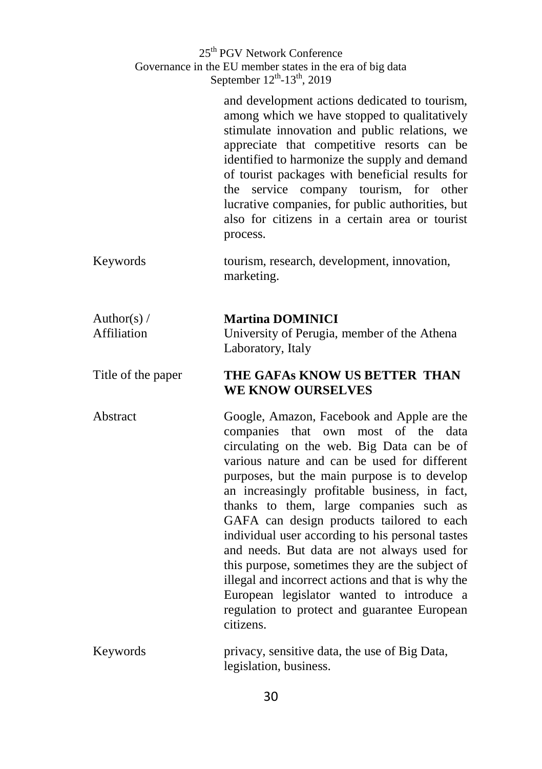and development actions dedicated to tourism, among which we have stopped to qualitatively stimulate innovation and public relations, we appreciate that competitive resorts can be identified to harmonize the supply and demand of tourist packages with beneficial results for the service company tourism, for other lucrative companies, for public authorities, but also for citizens in a certain area or tourist process.

| | |
|---|---|
| Keywords | tourism, research, development, innovation, marketing. |
| Author(s) / Affiliation | **Martina DOMINICI**<br>University of Perugia, member of the Athena Laboratory, Italy |
| Title of the paper | **THE GAFAs KNOW US BETTER THAN WE KNOW OURSELVES** |
| Abstract | Google, Amazon, Facebook and Apple are the companies that own most of the data circulating on the web. Big Data can be of various nature and can be used for different purposes, but the main purpose is to develop an increasingly profitable business, in fact, thanks to them, large companies such as GAFA can design products tailored to each individual user according to his personal tastes and needs. But data are not always used for this purpose, sometimes they are the subject of illegal and incorrect actions and that is why the European legislator wanted to introduce a regulation to protect and guarantee European citizens. |
| Keywords | privacy, sensitive data, the use of Big Data, legislation, business. |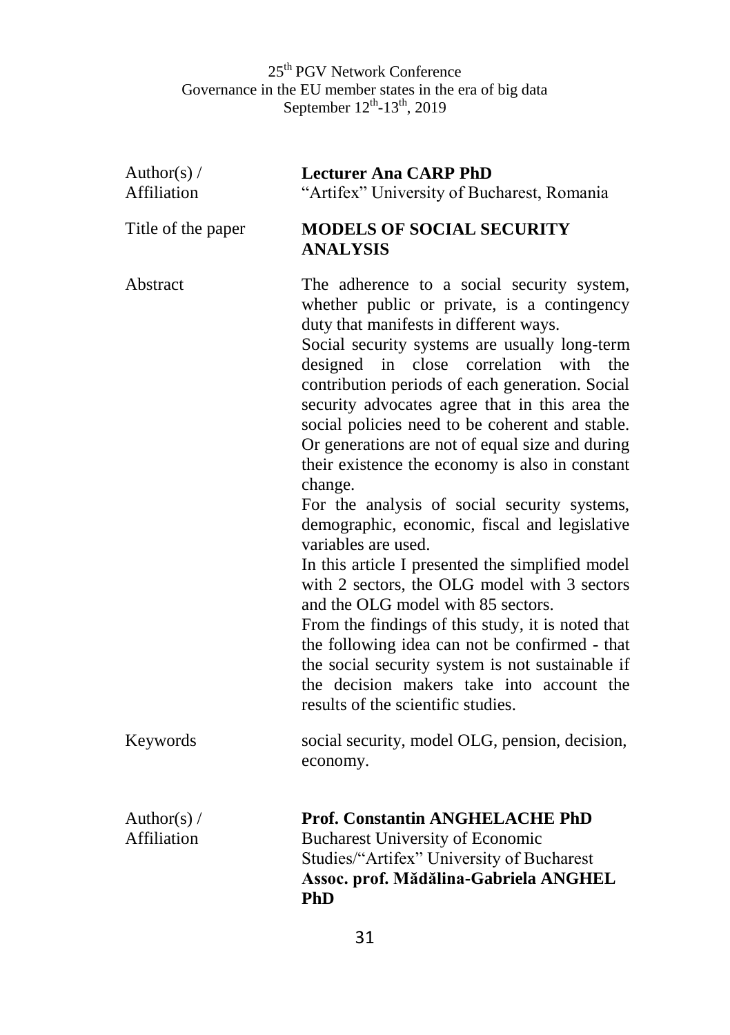| | |
|---|---|
| Author(s) / Affiliation | **Lecturer Ana CARP PhD**<br>"Artifex" University of Bucharest, Romania |
| Title of the paper | **MODELS OF SOCIAL SECURITY ANALYSIS** |
| Abstract | The adherence to a social security system, whether public or private, is a contingency duty that manifests in different ways.<br>Social security systems are usually long-term designed in close correlation with the contribution periods of each generation. Social security advocates agree that in this area the social policies need to be coherent and stable. Or generations are not of equal size and during their existence the economy is also in constant change.<br>For the analysis of social security systems, demographic, economic, fiscal and legislative variables are used.<br>In this article I presented the simplified model with 2 sectors, the OLG model with 3 sectors and the OLG model with 85 sectors.<br>From the findings of this study, it is noted that the following idea can not be confirmed - that the social security system is not sustainable if the decision makers take into account the results of the scientific studies. |
| Keywords | social security, model OLG, pension, decision, economy. |

| | |
|---|---|
| Author(s) / Affiliation | **Prof. Constantin ANGHELACHE PhD**<br>Bucharest University of Economic Studies/"Artifex" University of Bucharest<br>**Assoc. prof. Mădălina-Gabriela ANGHEL PhD** |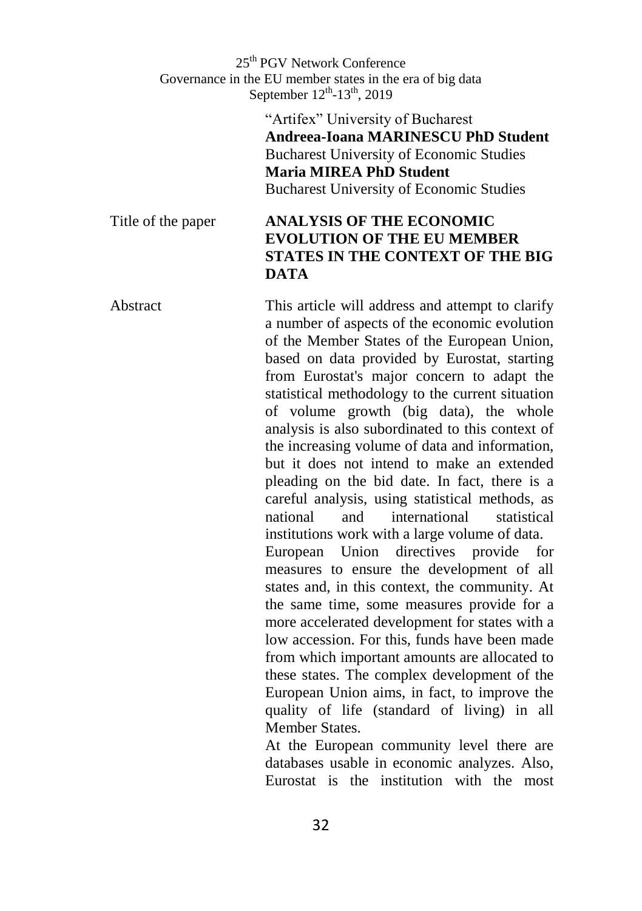"Artifex" University of Bucharest
**Andreea-Ioana MARINESCU PhD Student**
Bucharest University of Economic Studies
**Maria MIREA PhD Student**
Bucharest University of Economic Studies

Title of the paper

**ANALYSIS OF THE ECONOMIC EVOLUTION OF THE EU MEMBER STATES IN THE CONTEXT OF THE BIG DATA**

Abstract

This article will address and attempt to clarify a number of aspects of the economic evolution of the Member States of the European Union, based on data provided by Eurostat, starting from Eurostat's major concern to adapt the statistical methodology to the current situation of volume growth (big data), the whole analysis is also subordinated to this context of the increasing volume of data and information, but it does not intend to make an extended pleading on the bid date. In fact, there is a careful analysis, using statistical methods, as national and international statistical institutions work with a large volume of data.

European Union directives provide for measures to ensure the development of all states and, in this context, the community. At the same time, some measures provide for a more accelerated development for states with a low accession. For this, funds have been made from which important amounts are allocated to these states. The complex development of the European Union aims, in fact, to improve the quality of life (standard of living) in all Member States.

At the European community level there are databases usable in economic analyzes. Also, Eurostat is the institution with the most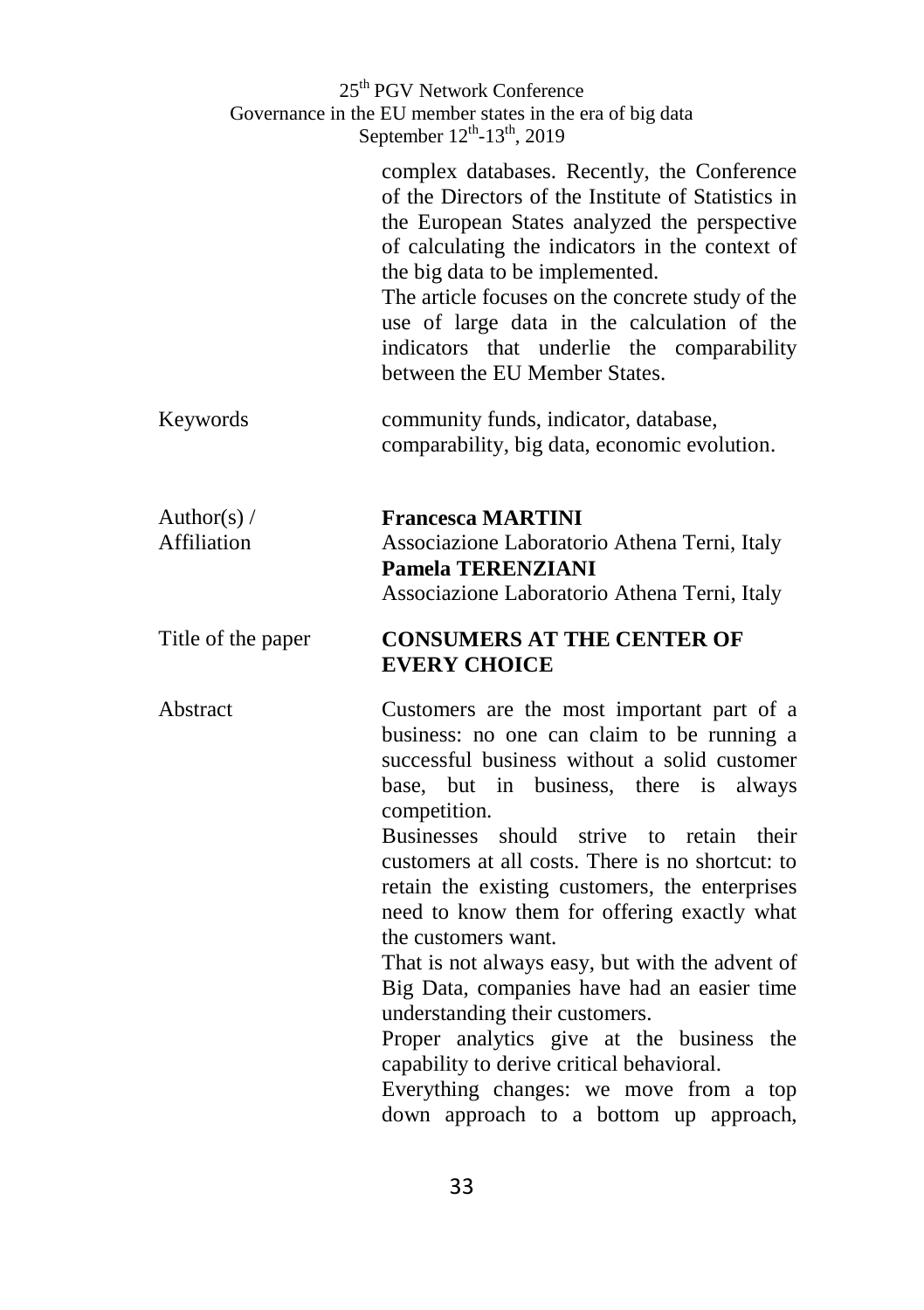complex databases. Recently, the Conference of the Directors of the Institute of Statistics in the European States analyzed the perspective of calculating the indicators in the context of the big data to be implemented.

The article focuses on the concrete study of the use of large data in the calculation of the indicators that underlie the comparability between the EU Member States.

| | |
|---|---|
| Keywords | community funds, indicator, database, comparability, big data, economic evolution. |
| Author(s) / Affiliation | **Francesca MARTINI**<br>Associazione Laboratorio Athena Terni, Italy<br>**Pamela TERENZIANI**<br>Associazione Laboratorio Athena Terni, Italy |
| Title of the paper | **CONSUMERS AT THE CENTER OF EVERY CHOICE** |
| Abstract | Customers are the most important part of a business: no one can claim to be running a successful business without a solid customer base, but in business, there is always competition.<br>Businesses should strive to retain their customers at all costs. There is no shortcut: to retain the existing customers, the enterprises need to know them for offering exactly what the customers want.<br>That is not always easy, but with the advent of Big Data, companies have had an easier time understanding their customers.<br>Proper analytics give at the business the capability to derive critical behavioral.<br>Everything changes: we move from a top down approach to a bottom up approach, |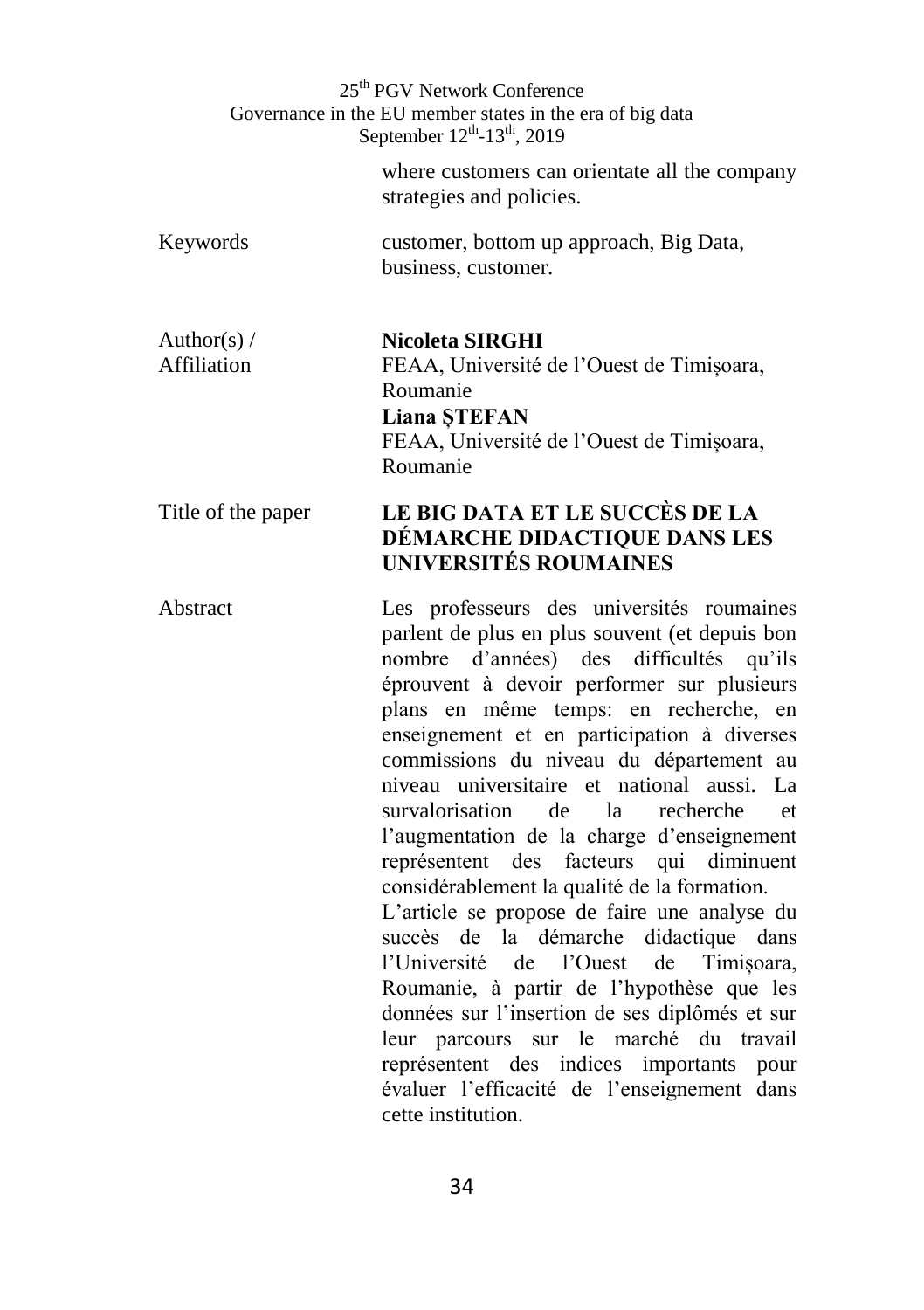where customers can orientate all the company strategies and policies.

| | |
|---|---|
| Keywords | customer, bottom up approach, Big Data, business, customer. |
| Author(s) / Affiliation | **Nicoleta SIRGHI**<br>FEAA, Université de l'Ouest de Timișoara, Roumanie<br>**Liana ȘTEFAN**<br>FEAA, Université de l'Ouest de Timișoara, Roumanie |
| Title of the paper | **LE BIG DATA ET LE SUCCÈS DE LA DÉMARCHE DIDACTIQUE DANS LES UNIVERSITÉS ROUMAINES** |
| Abstract | Les professeurs des universités roumaines parlent de plus en plus souvent (et depuis bon nombre d'années) des difficultés qu'ils éprouvent à devoir performer sur plusieurs plans en même temps: en recherche, en enseignement et en participation à diverses commissions du niveau du département au niveau universitaire et national aussi. La survalorisation de la recherche et l'augmentation de la charge d'enseignement représentent des facteurs qui diminuent considérablement la qualité de la formation.<br>L'article se propose de faire une analyse du succès de la démarche didactique dans l'Université de l'Ouest de Timișoara, Roumanie, à partir de l'hypothèse que les données sur l'insertion de ses diplômés et sur leur parcours sur le marché du travail représentent des indices importants pour évaluer l'efficacité de l'enseignement dans cette institution. |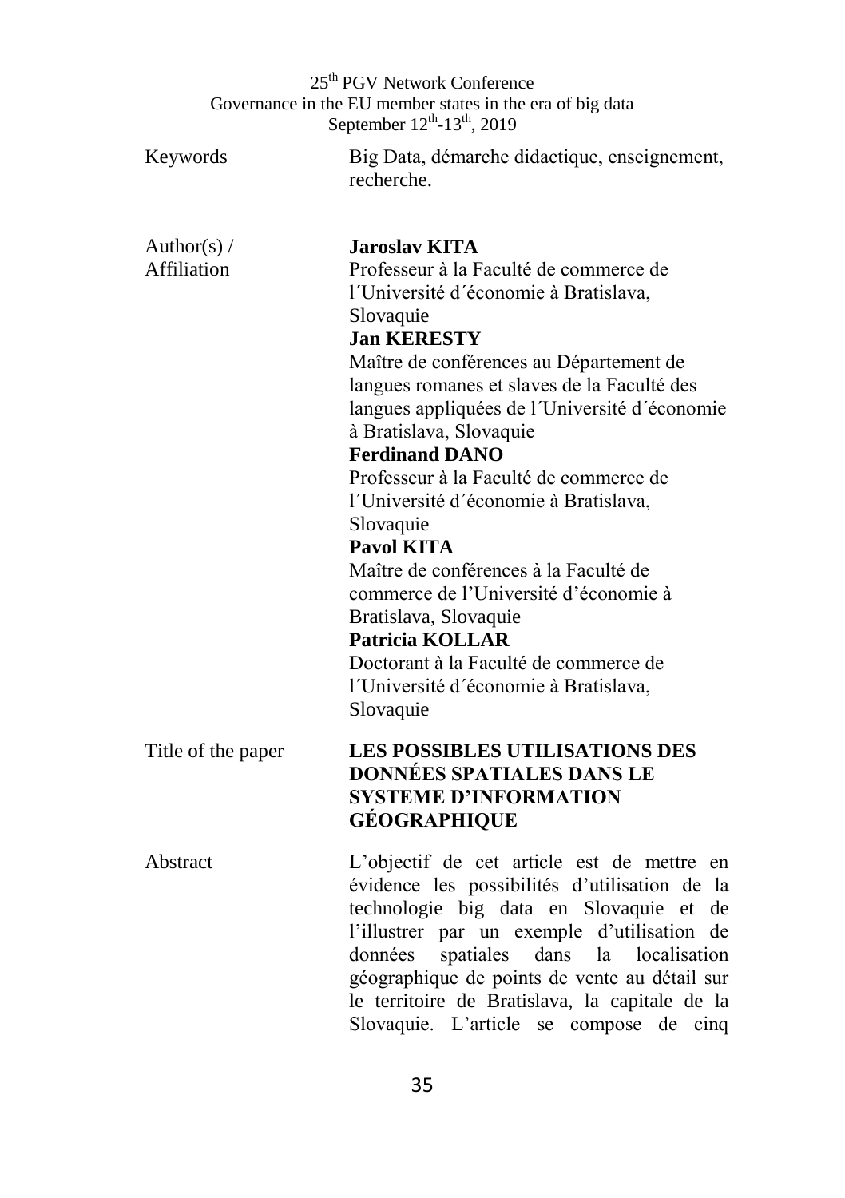Keywords: Big Data, démarche didactique, enseignement, recherche.

Author(s) / Affiliation:

**Jaroslav KITA**
Professeur à la Faculté de commerce de l´Université d´économie à Bratislava, Slovaquie

**Jan KERESTY**
Maître de conférences au Département de langues romanes et slaves de la Faculté des langues appliquées de l´Université d´économie à Bratislava, Slovaquie

**Ferdinand DANO**
Professeur à la Faculté de commerce de l´Université d´économie à Bratislava, Slovaquie

**Pavol KITA**
Maître de conférences à la Faculté de commerce de l'Université d'économie à Bratislava, Slovaquie

**Patricia KOLLAR**
Doctorant à la Faculté de commerce de l´Université d´économie à Bratislava, Slovaquie

Title of the paper: **LES POSSIBLES UTILISATIONS DES DONNÉES SPATIALES DANS LE SYSTEME D'INFORMATION GÉOGRAPHIQUE**

Abstract: L'objectif de cet article est de mettre en évidence les possibilités d'utilisation de la technologie big data en Slovaquie et de l'illustrer par un exemple d'utilisation de données spatiales dans la localisation géographique de points de vente au détail sur le territoire de Bratislava, la capitale de la Slovaquie. L'article se compose de cinq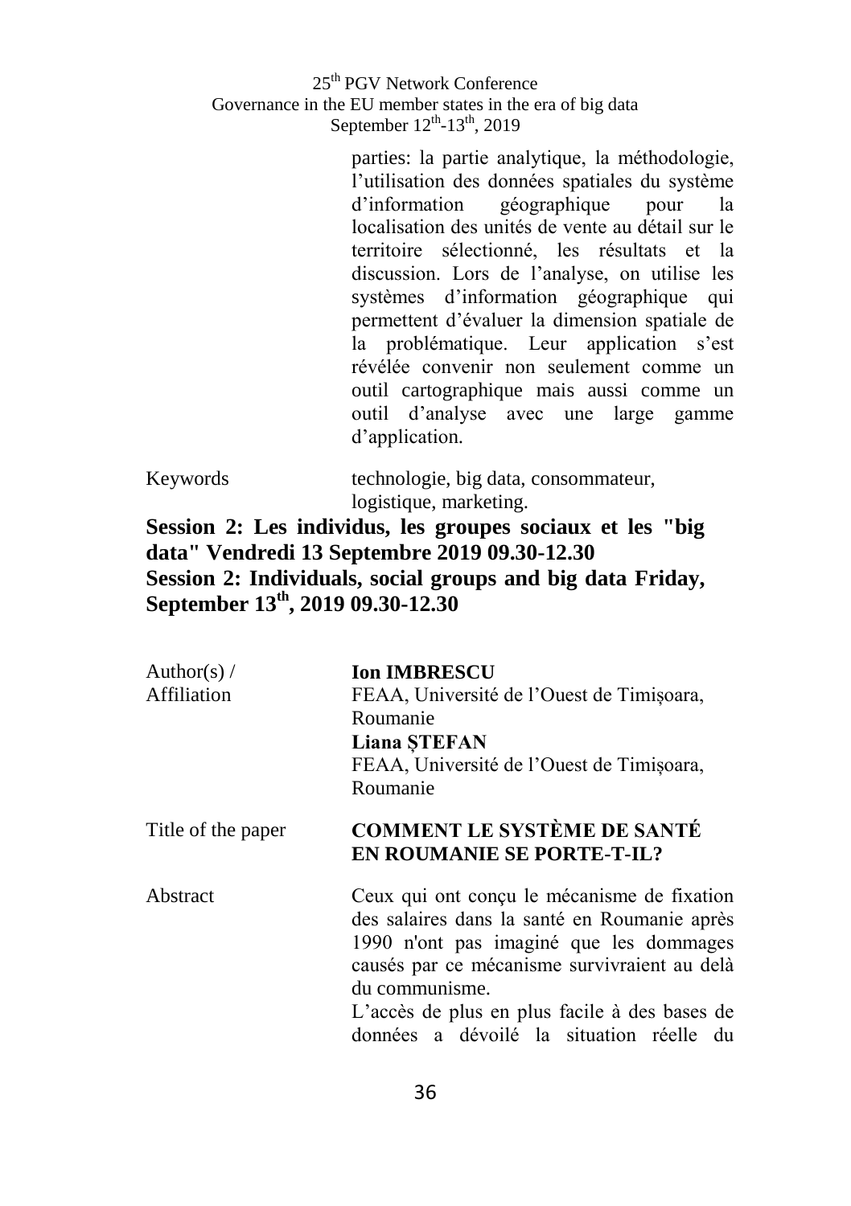parties: la partie analytique, la méthodologie, l'utilisation des données spatiales du système d'information géographique pour la localisation des unités de vente au détail sur le territoire sélectionné, les résultats et la discussion. Lors de l'analyse, on utilise les systèmes d'information géographique qui permettent d'évaluer la dimension spatiale de la problématique. Leur application s'est révélée convenir non seulement comme un outil cartographique mais aussi comme un outil d'analyse avec une large gamme d'application.

| | |
|---|---|
| Keywords | technologie, big data, consommateur, logistique, marketing. |

## Session 2: Les individus, les groupes sociaux et les "big data" Vendredi 13 Septembre 2019 09.30-12.30

## Session 2: Individuals, social groups and big data Friday, September 13th, 2019 09.30-12.30

| | |
|---|---|
| Author(s) / Affiliation | **Ion IMBRESCU**<br>FEAA, Université de l'Ouest de Timișoara, Roumanie<br>**Liana ȘTEFAN**<br>FEAA, Université de l'Ouest de Timișoara, Roumanie |
| Title of the paper | **COMMENT LE SYSTÈME DE SANTÉ EN ROUMANIE SE PORTE-T-IL?** |
| Abstract | Ceux qui ont conçu le mécanisme de fixation des salaires dans la santé en Roumanie après 1990 n'ont pas imaginé que les dommages causés par ce mécanisme survivraient au delà du communisme.<br>L'accès de plus en plus facile à des bases de données a dévoilé la situation réelle du |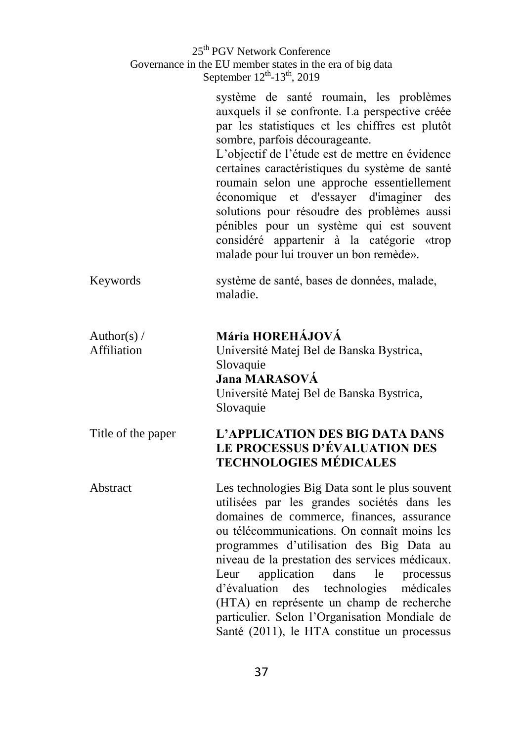système de santé roumain, les problèmes auxquels il se confronte. La perspective créée par les statistiques et les chiffres est plutôt sombre, parfois décourageante.

L'objectif de l'étude est de mettre en évidence certaines caractéristiques du système de santé roumain selon une approche essentiellement économique et d'essayer d'imaginer des solutions pour résoudre des problèmes aussi pénibles pour un système qui est souvent considéré appartenir à la catégorie «trop malade pour lui trouver un bon remède».

| | |
|---|---|
| Keywords | système de santé, bases de données, malade, maladie. |
| Author(s) / Affiliation | **Mária HOREHÁJOVÁ**<br>Université Matej Bel de Banska Bystrica, Slovaquie<br>**Jana MARASOVÁ**<br>Université Matej Bel de Banska Bystrica, Slovaquie |
| Title of the paper | **L'APPLICATION DES BIG DATA DANS LE PROCESSUS D'ÉVALUATION DES TECHNOLOGIES MÉDICALES** |
| Abstract | Les technologies Big Data sont le plus souvent utilisées par les grandes sociétés dans les domaines de commerce, finances, assurance ou télécommunications. On connaît moins les programmes d'utilisation des Big Data au niveau de la prestation des services médicaux. Leur application dans le processus d'évaluation des technologies médicales (HTA) en représente un champ de recherche particulier. Selon l'Organisation Mondiale de Santé (2011), le HTA constitue un processus |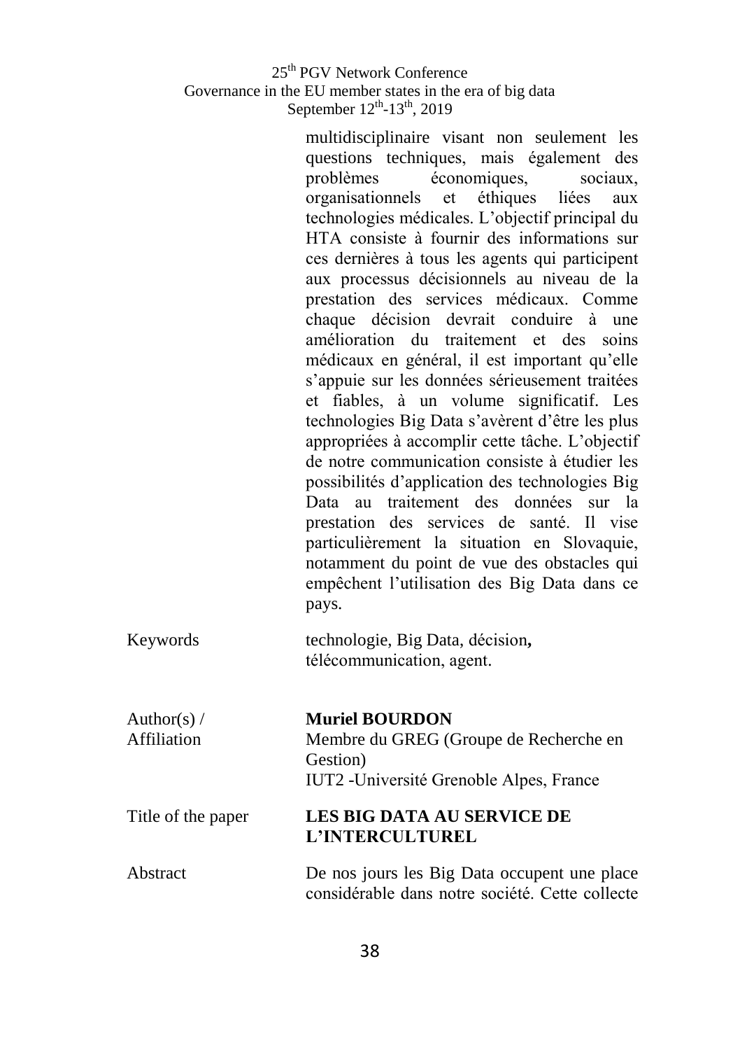multidisciplinaire visant non seulement les questions techniques, mais également des problèmes économiques, sociaux, organisationnels et éthiques liées aux technologies médicales. L'objectif principal du HTA consiste à fournir des informations sur ces dernières à tous les agents qui participent aux processus décisionnels au niveau de la prestation des services médicaux. Comme chaque décision devrait conduire à une amélioration du traitement et des soins médicaux en général, il est important qu'elle s'appuie sur les données sérieusement traitées et fiables, à un volume significatif. Les technologies Big Data s'avèrent d'être les plus appropriées à accomplir cette tâche. L'objectif de notre communication consiste à étudier les possibilités d'application des technologies Big Data au traitement des données sur la prestation des services de santé. Il vise particulièrement la situation en Slovaquie, notamment du point de vue des obstacles qui empêchent l'utilisation des Big Data dans ce pays.

| | |
|---|---|
| Keywords | technologie, Big Data, décision**,** télécommunication, agent. |
| Author(s) / Affiliation | **Muriel BOURDON**<br>Membre du GREG (Groupe de Recherche en Gestion)<br>IUT2 -Université Grenoble Alpes, France |
| Title of the paper | **LES BIG DATA AU SERVICE DE L'INTERCULTUREL** |
| Abstract | De nos jours les Big Data occupent une place considérable dans notre société. Cette collecte |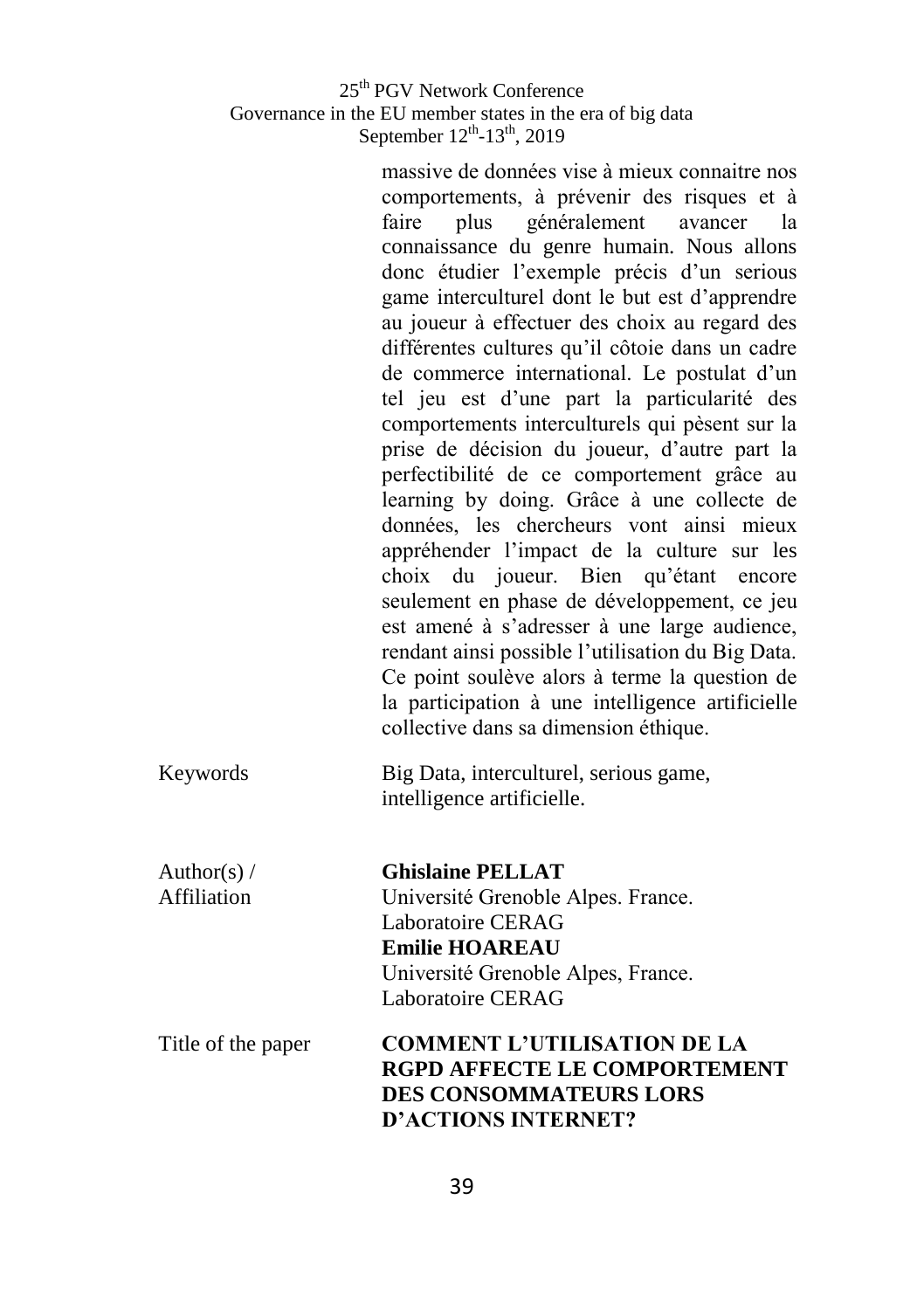massive de données vise à mieux connaitre nos comportements, à prévenir des risques et à faire plus généralement avancer la connaissance du genre humain. Nous allons donc étudier l'exemple précis d'un serious game interculturel dont le but est d'apprendre au joueur à effectuer des choix au regard des différentes cultures qu'il côtoie dans un cadre de commerce international. Le postulat d'un tel jeu est d'une part la particularité des comportements interculturels qui pèsent sur la prise de décision du joueur, d'autre part la perfectibilité de ce comportement grâce au learning by doing. Grâce à une collecte de données, les chercheurs vont ainsi mieux appréhender l'impact de la culture sur les choix du joueur. Bien qu'étant encore seulement en phase de développement, ce jeu est amené à s'adresser à une large audience, rendant ainsi possible l'utilisation du Big Data. Ce point soulève alors à terme la question de la participation à une intelligence artificielle collective dans sa dimension éthique.

| | |
|---|---|
| Keywords | Big Data, interculturel, serious game, intelligence artificielle. |
| Author(s) / Affiliation | **Ghislaine PELLAT**<br>Université Grenoble Alpes. France.<br>Laboratoire CERAG<br>**Emilie HOAREAU**<br>Université Grenoble Alpes, France.<br>Laboratoire CERAG |
| Title of the paper | **COMMENT L'UTILISATION DE LA RGPD AFFECTE LE COMPORTEMENT DES CONSOMMATEURS LORS D'ACTIONS INTERNET?** |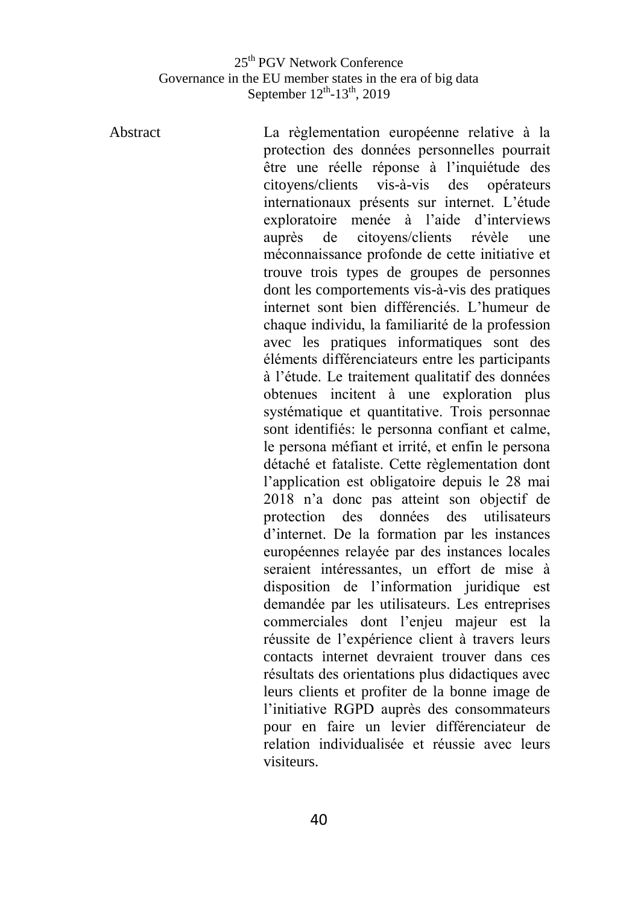Abstract

La règlementation européenne relative à la protection des données personnelles pourrait être une réelle réponse à l'inquiétude des citoyens/clients vis-à-vis des opérateurs internationaux présents sur internet. L'étude exploratoire menée à l'aide d'interviews auprès de citoyens/clients révèle une méconnaissance profonde de cette initiative et trouve trois types de groupes de personnes dont les comportements vis-à-vis des pratiques internet sont bien différenciés. L'humeur de chaque individu, la familiarité de la profession avec les pratiques informatiques sont des éléments différenciateurs entre les participants à l'étude. Le traitement qualitatif des données obtenues incitent à une exploration plus systématique et quantitative. Trois personnae sont identifiés: le personna confiant et calme, le persona méfiant et irrité, et enfin le persona détaché et fataliste. Cette règlementation dont l'application est obligatoire depuis le 28 mai 2018 n'a donc pas atteint son objectif de protection des données des utilisateurs d'internet. De la formation par les instances européennes relayée par des instances locales seraient intéressantes, un effort de mise à disposition de l'information juridique est demandée par les utilisateurs. Les entreprises commerciales dont l'enjeu majeur est la réussite de l'expérience client à travers leurs contacts internet devraient trouver dans ces résultats des orientations plus didactiques avec leurs clients et profiter de la bonne image de l'initiative RGPD auprès des consommateurs pour en faire un levier différenciateur de relation individualisée et réussie avec leurs visiteurs.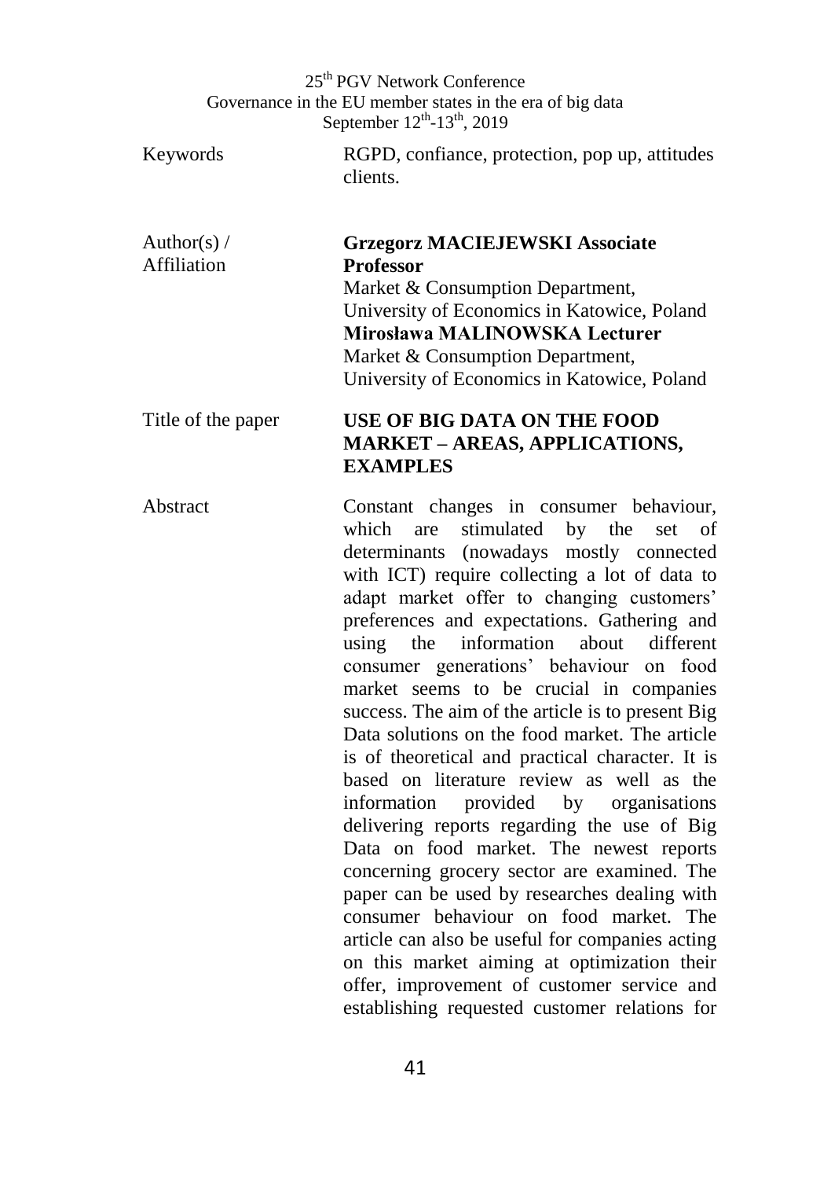| | |
|---|---|
| Keywords | RGPD, confiance, protection, pop up, attitudes clients. |
| Author(s) / Affiliation | **Grzegorz MACIEJEWSKI Associate Professor**<br>Market & Consumption Department, University of Economics in Katowice, Poland<br>**Mirosława MALINOWSKA Lecturer**<br>Market & Consumption Department, University of Economics in Katowice, Poland |
| Title of the paper | **USE OF BIG DATA ON THE FOOD MARKET – AREAS, APPLICATIONS, EXAMPLES** |
| Abstract | Constant changes in consumer behaviour, which are stimulated by the set of determinants (nowadays mostly connected with ICT) require collecting a lot of data to adapt market offer to changing customers' preferences and expectations. Gathering and using the information about different consumer generations' behaviour on food market seems to be crucial in companies success. The aim of the article is to present Big Data solutions on the food market. The article is of theoretical and practical character. It is based on literature review as well as the information provided by organisations delivering reports regarding the use of Big Data on food market. The newest reports concerning grocery sector are examined. The paper can be used by researches dealing with consumer behaviour on food market. The article can also be useful for companies acting on this market aiming at optimization their offer, improvement of customer service and establishing requested customer relations for |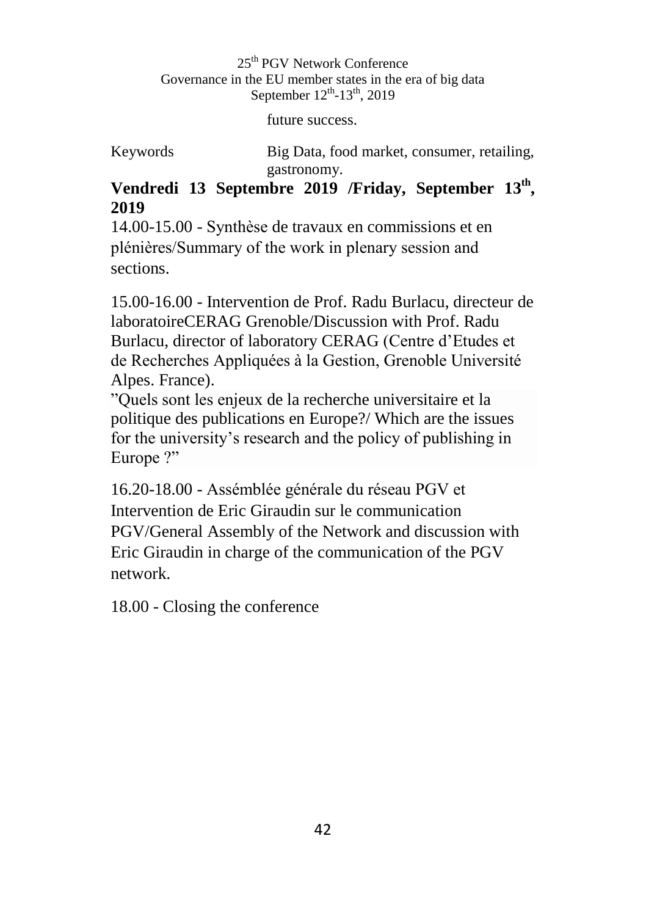future success.

Keywords Big Data, food market, consumer, retailing, gastronomy.

**Vendredi 13 Septembre 2019 /Friday, September 13th, 2019**

14.00-15.00 - Synthèse de travaux en commissions et en plénières/Summary of the work in plenary session and sections.

15.00-16.00 - Intervention de Prof. Radu Burlacu, directeur de laboratoireCERAG Grenoble/Discussion with Prof. Radu Burlacu, director of laboratory CERAG (Centre d'Etudes et de Recherches Appliquées à la Gestion, Grenoble Université Alpes. France).

"Quels sont les enjeux de la recherche universitaire et la politique des publications en Europe?/ Which are the issues for the university's research and the policy of publishing in Europe ?"

16.20-18.00 - Assémblée générale du réseau PGV et Intervention de Eric Giraudin sur le communication PGV/General Assembly of the Network and discussion with Eric Giraudin in charge of the communication of the PGV network.

18.00 - Closing the conference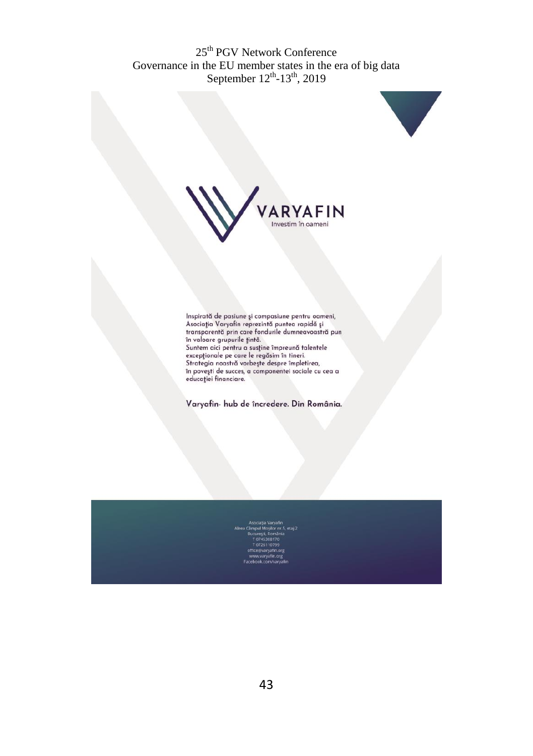VARYAFIN

Investim în oameni

Inspirată de pasiune şi compasiune pentru oameni, Asociaţia Varyafin reprezintă puntea rapidă şi transparentă prin care fondurile dumneavoastră pun în valoare grupurile ţintă.
Suntem aici pentru a susţine împreună talentele excepţionale pe care le regăsim în tineri.
Strategia noastră vorbeşte despre împletirea, în poveşti de succes, a componentei sociale cu cea a educaţiei financiare.

**Varyafin- hub de încredere. Din România.**

Asociaţia Varyafin
Aleea Câmpul Moşilor nr.5, etaj 2
Bucureşti, România
T 0745308170
T 0725110799
office@varyafin.org
www.varyafin.org
Facebook.com/varyafin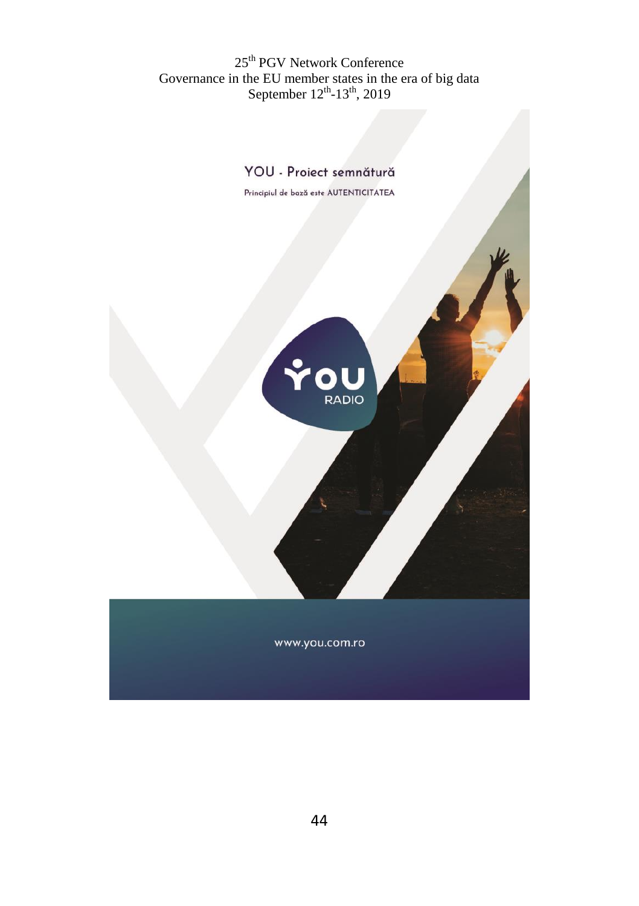YOU - Proiect semnătură

Principiul de bază este AUTENTICITATEA

YOU RADIO

www.you.com.ro